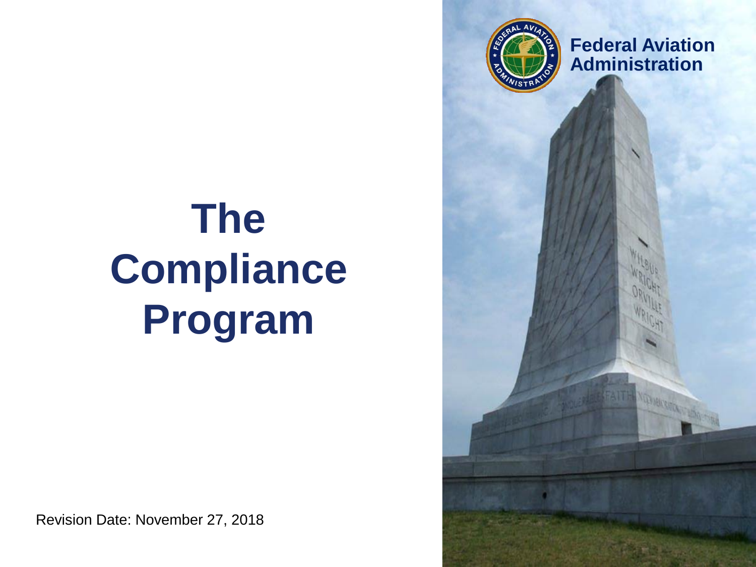Federal Aviation Administration

# The Compliance Program

Revision Date: November 27, 2018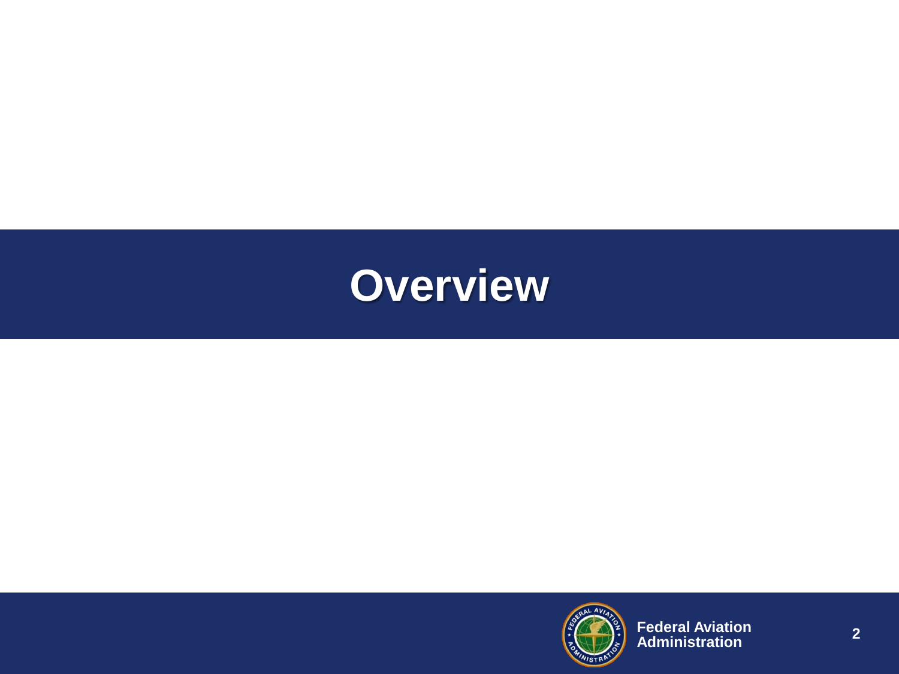# Overview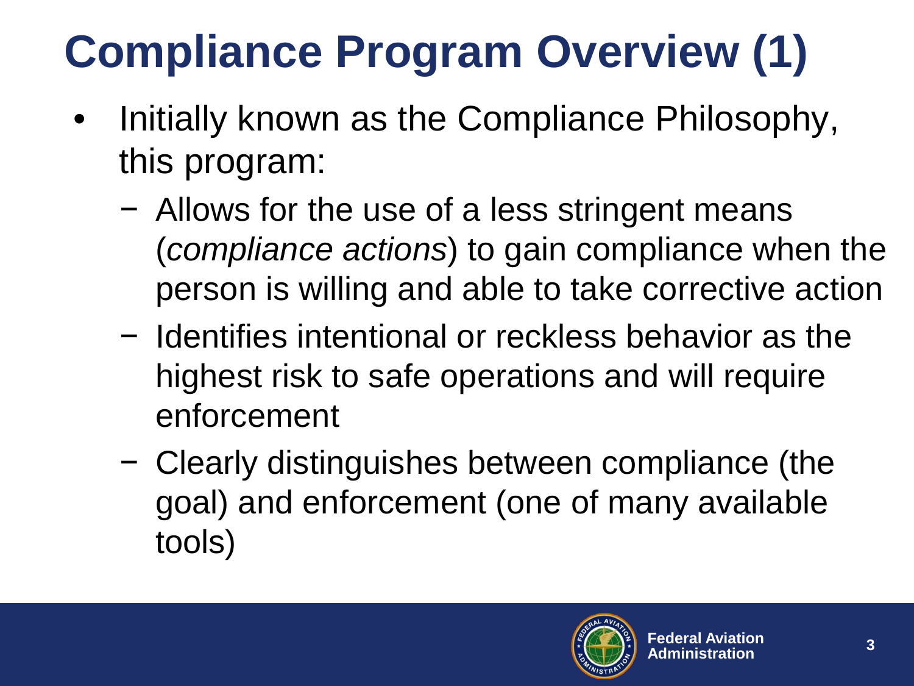# Compliance Program Overview (1)

- Initially known as the Compliance Philosophy, this program:
  - Allows for the use of a less stringent means (*compliance actions*) to gain compliance when the person is willing and able to take corrective action
  - Identifies intentional or reckless behavior as the highest risk to safe operations and will require enforcement
  - Clearly distinguishes between compliance (the goal) and enforcement (one of many available tools)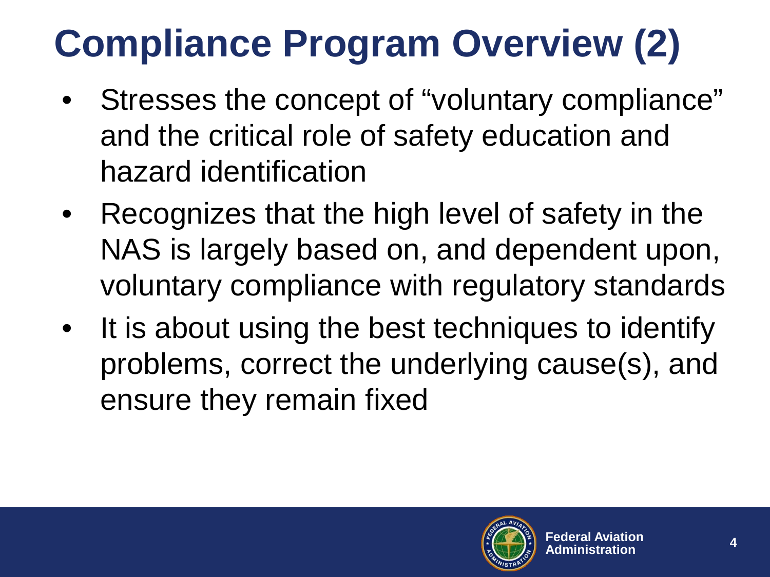# Compliance Program Overview (2)

- Stresses the concept of "voluntary compliance" and the critical role of safety education and hazard identification
- Recognizes that the high level of safety in the NAS is largely based on, and dependent upon, voluntary compliance with regulatory standards
- It is about using the best techniques to identify problems, correct the underlying cause(s), and ensure they remain fixed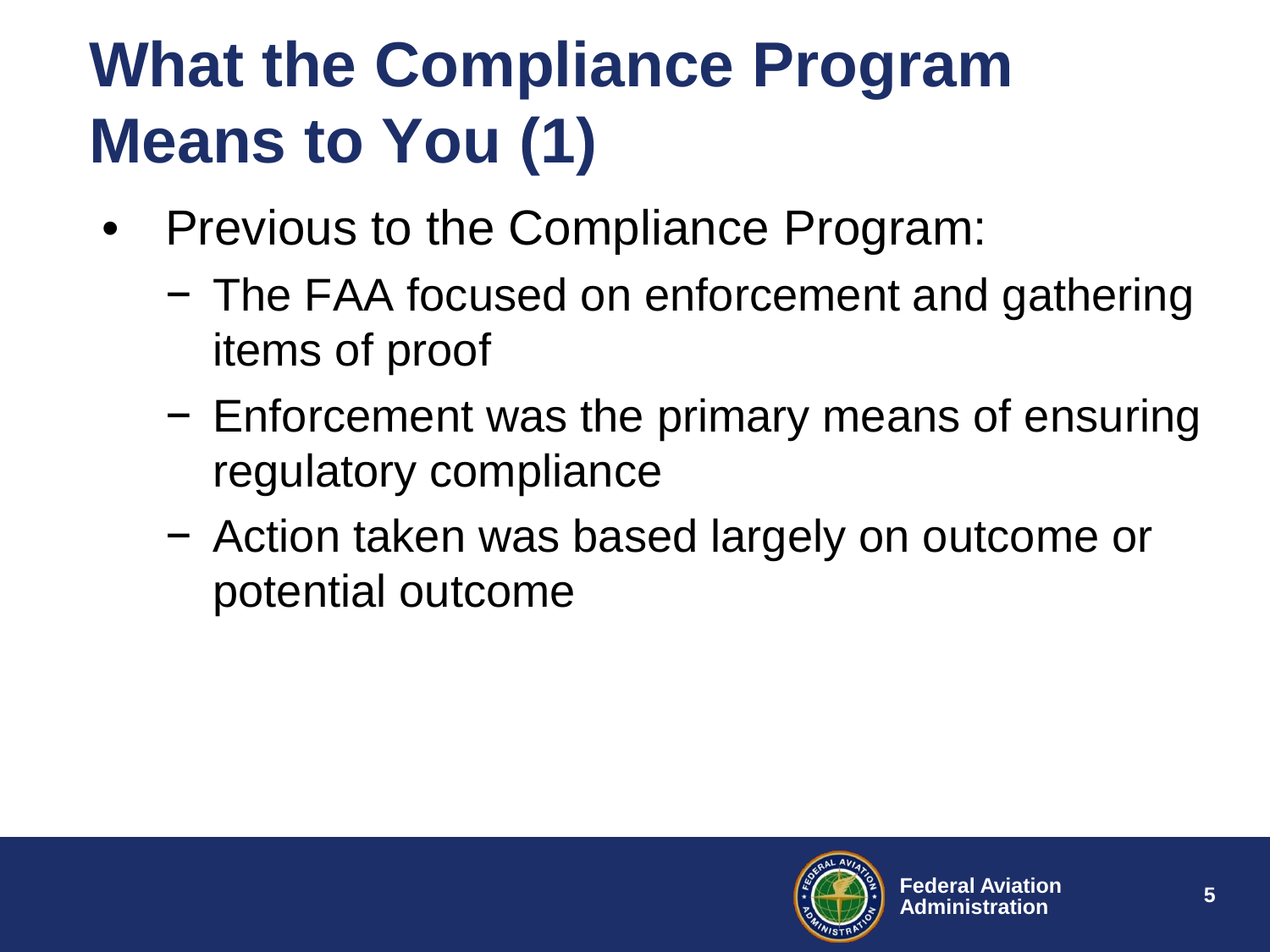# What the Compliance Program Means to You (1)

- Previous to the Compliance Program:
  - The FAA focused on enforcement and gathering items of proof
  - Enforcement was the primary means of ensuring regulatory compliance
  - Action taken was based largely on outcome or potential outcome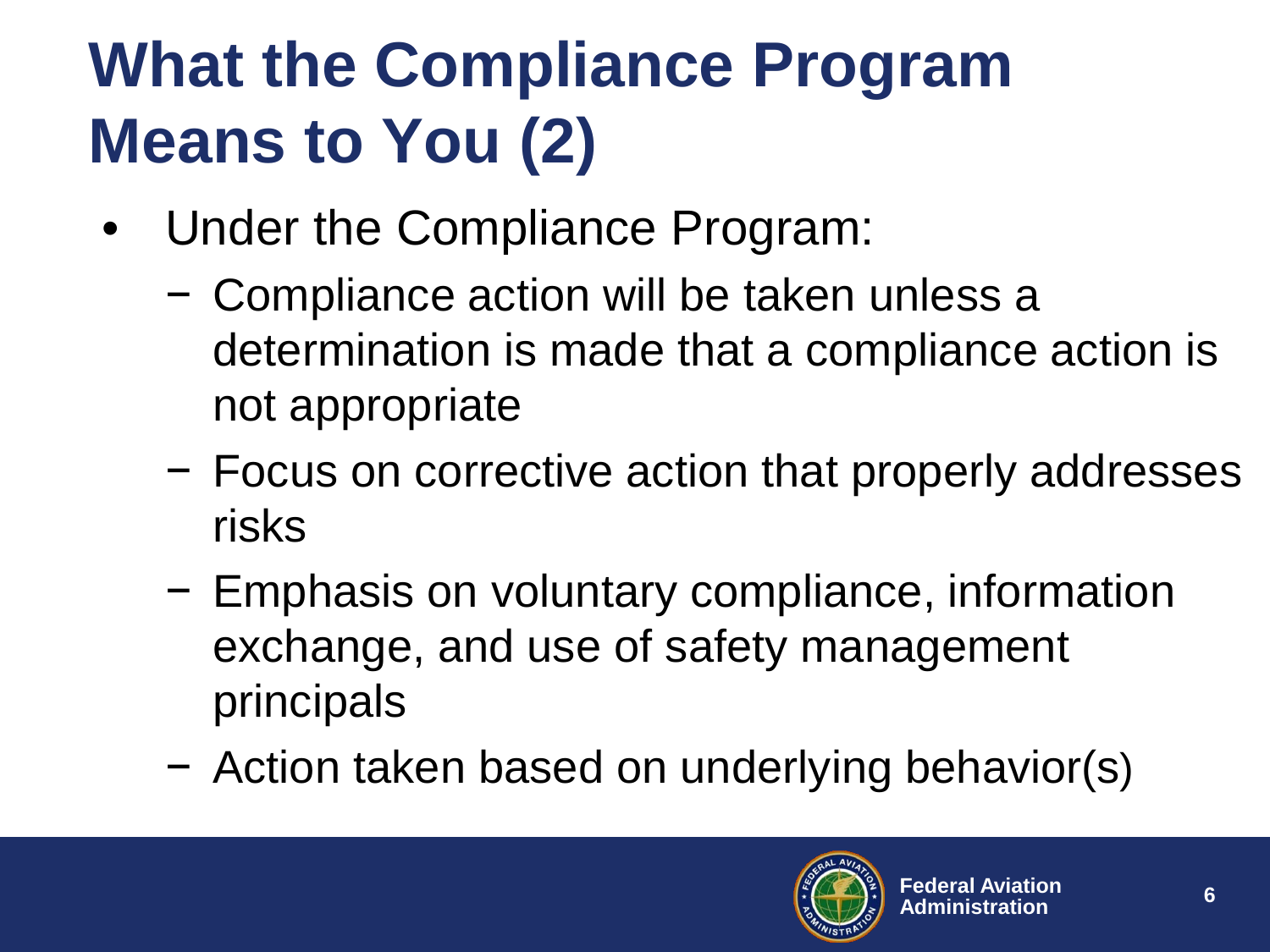# What the Compliance Program Means to You (2)

- Under the Compliance Program:
  - Compliance action will be taken unless a determination is made that a compliance action is not appropriate
  - Focus on corrective action that properly addresses risks
  - Emphasis on voluntary compliance, information exchange, and use of safety management principals
  - Action taken based on underlying behavior(s)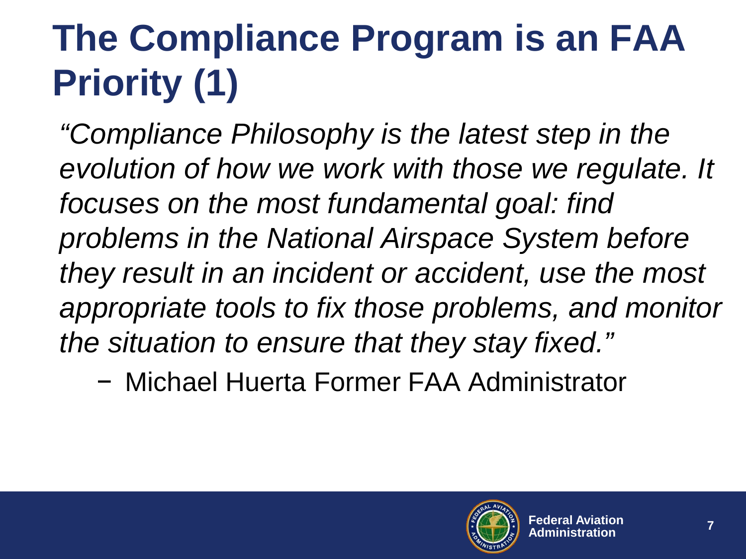# The Compliance Program is an FAA Priority (1)

*"Compliance Philosophy is the latest step in the evolution of how we work with those we regulate. It focuses on the most fundamental goal: find problems in the National Airspace System before they result in an incident or accident, use the most appropriate tools to fix those problems, and monitor the situation to ensure that they stay fixed."*

− Michael Huerta Former FAA Administrator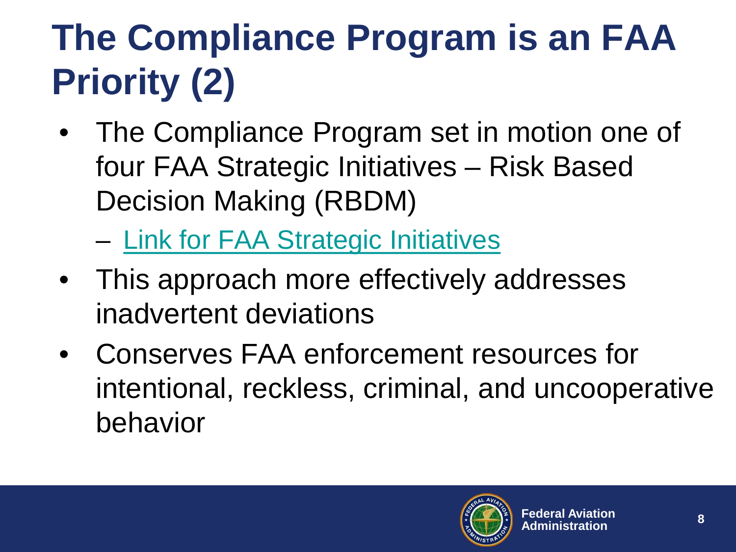# The Compliance Program is an FAA Priority (2)

- The Compliance Program set in motion one of four FAA Strategic Initiatives – Risk Based Decision Making (RBDM)
  - Link for FAA Strategic Initiatives
- This approach more effectively addresses inadvertent deviations
- Conserves FAA enforcement resources for intentional, reckless, criminal, and uncooperative behavior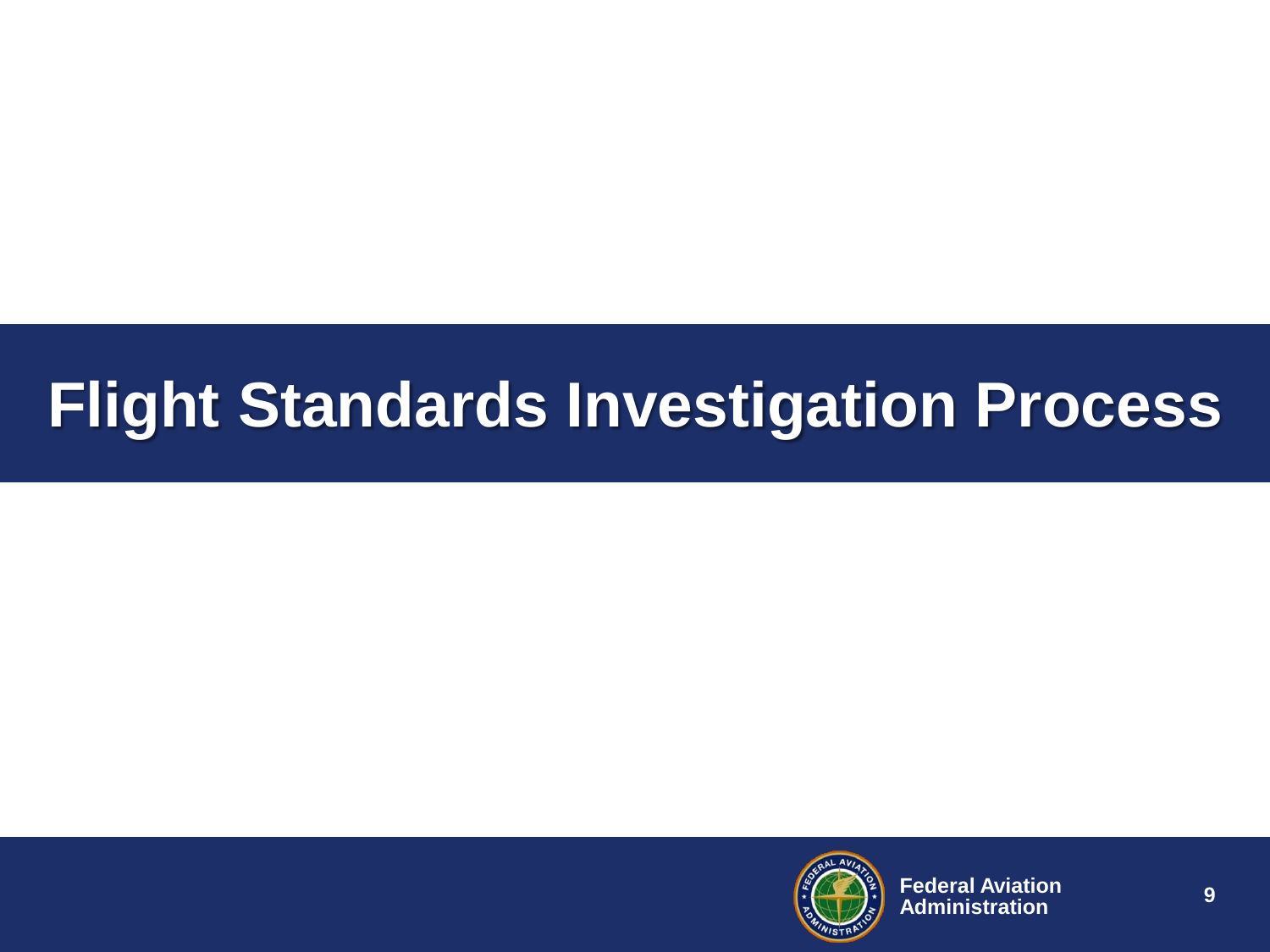# Flight Standards Investigation Process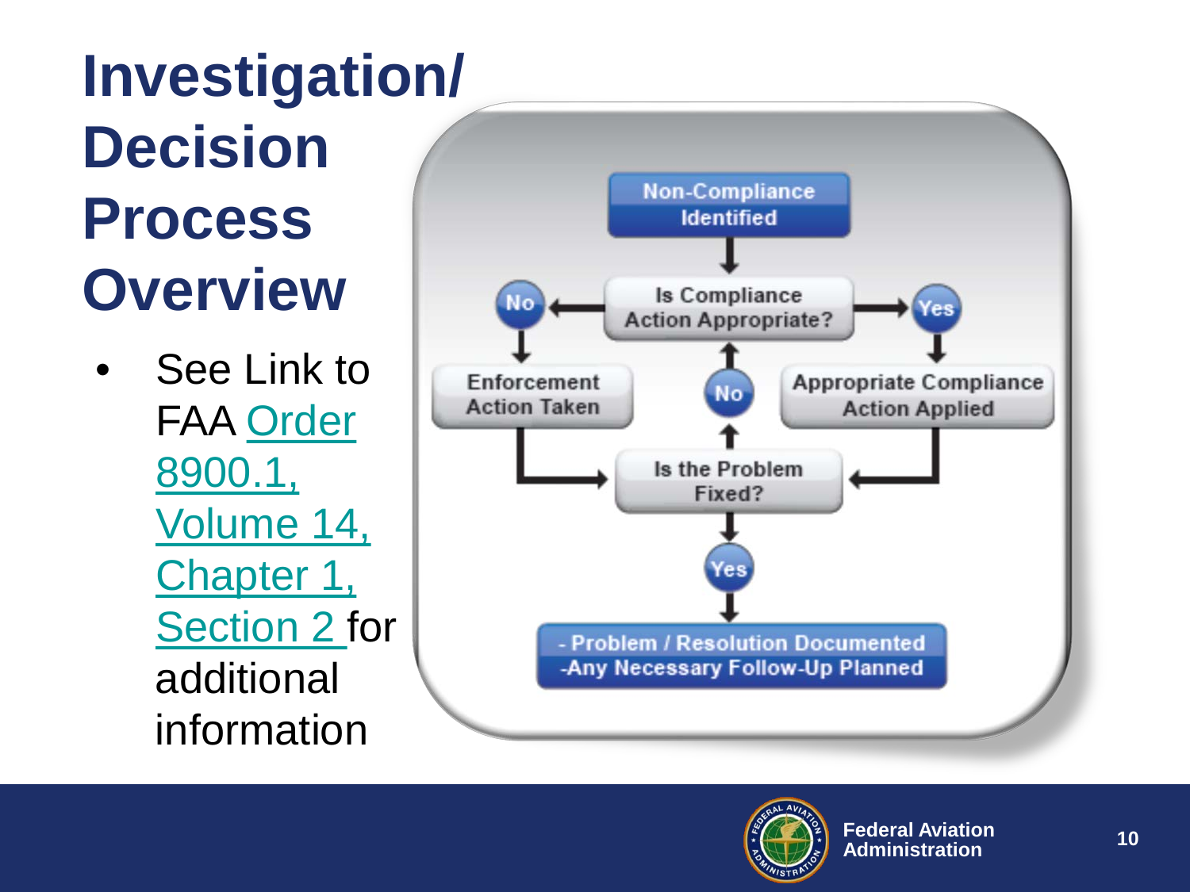# Investigation/ Decision Process Overview

- See Link to FAA Order 8900.1, Volume 14, Chapter 1, Section 2 for additional information

Non-Compliance Identified

Is Compliance Action Appropriate?

No → Enforcement Action Taken

Yes → Appropriate Compliance Action Applied

Is the Problem Fixed?

No → Is Compliance Action Appropriate?

Yes →

- Problem / Resolution Documented
- Any Necessary Follow-Up Planned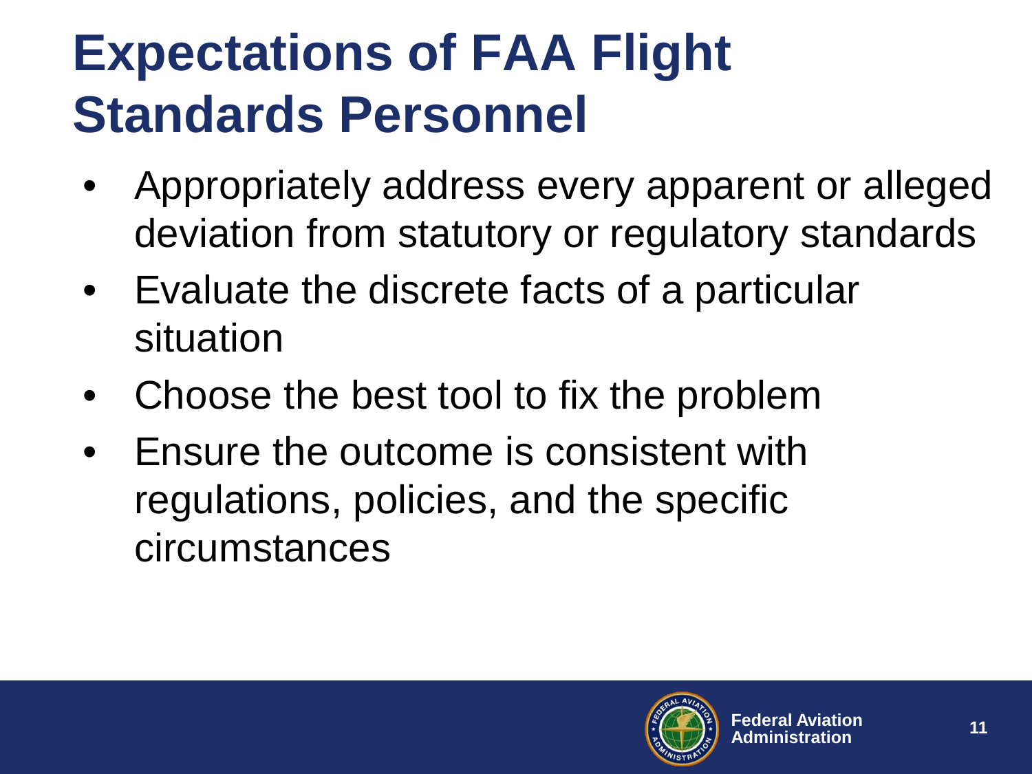# Expectations of FAA Flight Standards Personnel

- Appropriately address every apparent or alleged deviation from statutory or regulatory standards
- Evaluate the discrete facts of a particular situation
- Choose the best tool to fix the problem
- Ensure the outcome is consistent with regulations, policies, and the specific circumstances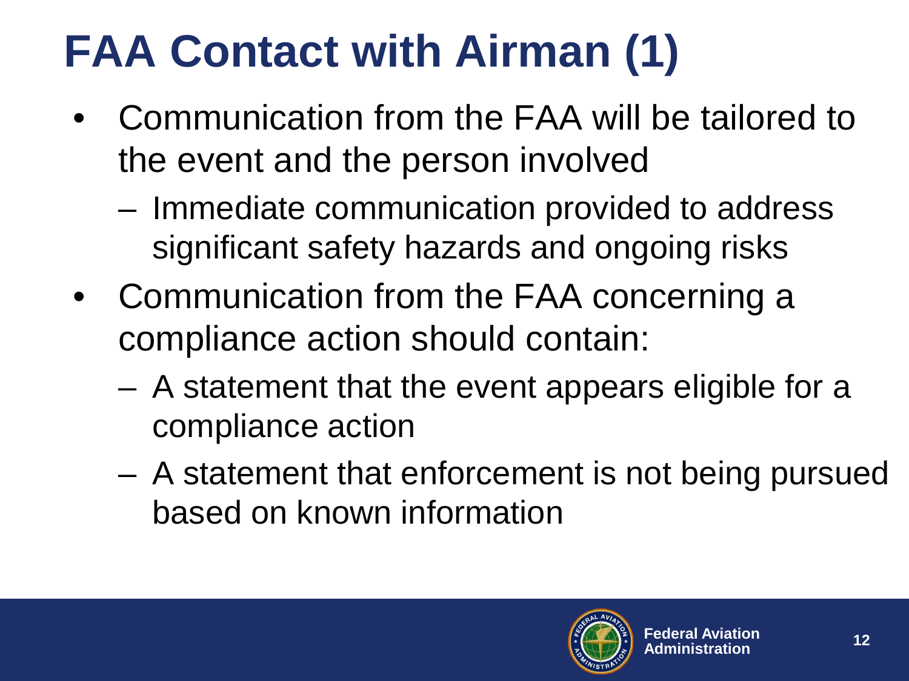# FAA Contact with Airman (1)

- Communication from the FAA will be tailored to the event and the person involved
  - Immediate communication provided to address significant safety hazards and ongoing risks
- Communication from the FAA concerning a compliance action should contain:
  - A statement that the event appears eligible for a compliance action
  - A statement that enforcement is not being pursued based on known information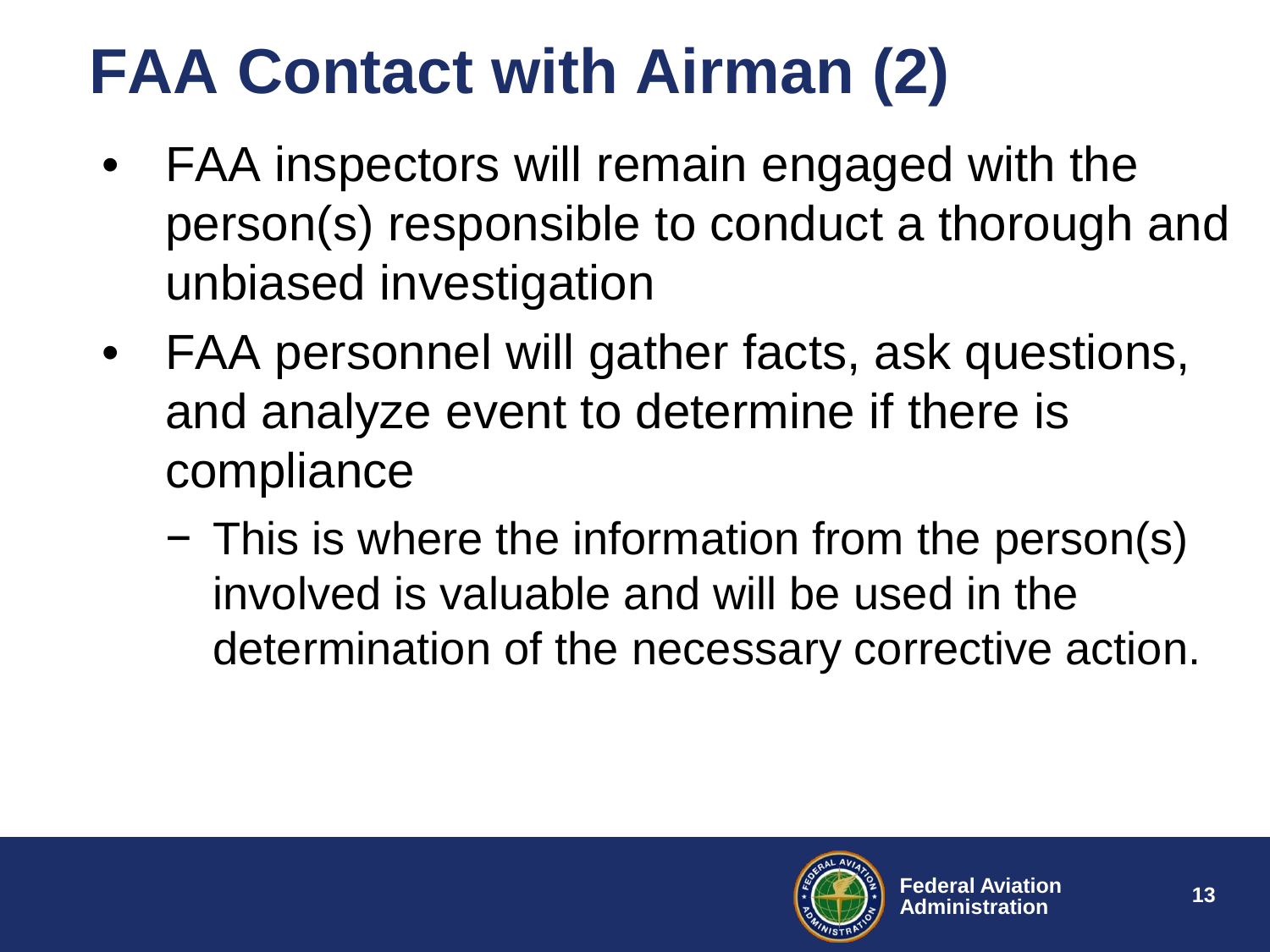# FAA Contact with Airman (2)

- FAA inspectors will remain engaged with the person(s) responsible to conduct a thorough and unbiased investigation
- FAA personnel will gather facts, ask questions, and analyze event to determine if there is compliance
  - This is where the information from the person(s) involved is valuable and will be used in the determination of the necessary corrective action.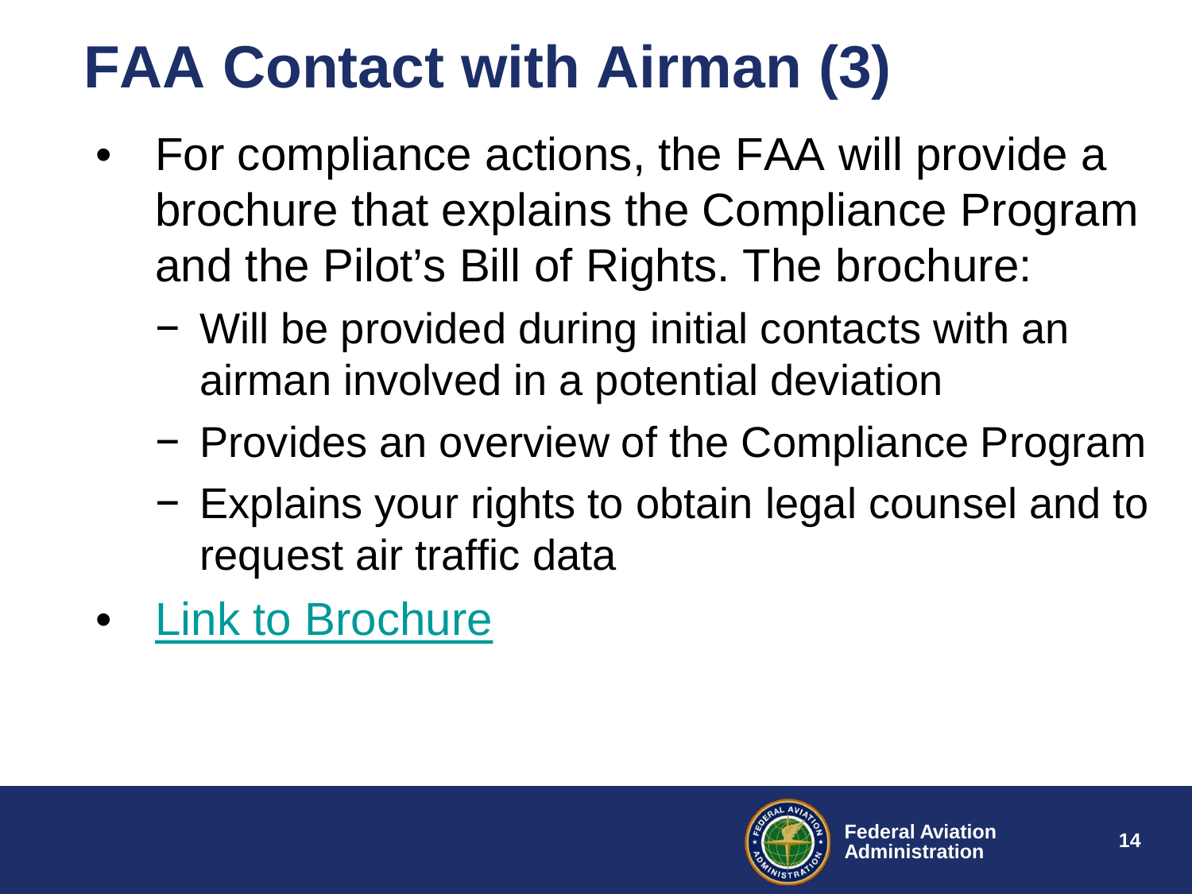# FAA Contact with Airman (3)

- For compliance actions, the FAA will provide a brochure that explains the Compliance Program and the Pilot's Bill of Rights. The brochure:
  - Will be provided during initial contacts with an airman involved in a potential deviation
  - Provides an overview of the Compliance Program
  - Explains your rights to obtain legal counsel and to request air traffic data
- Link to Brochure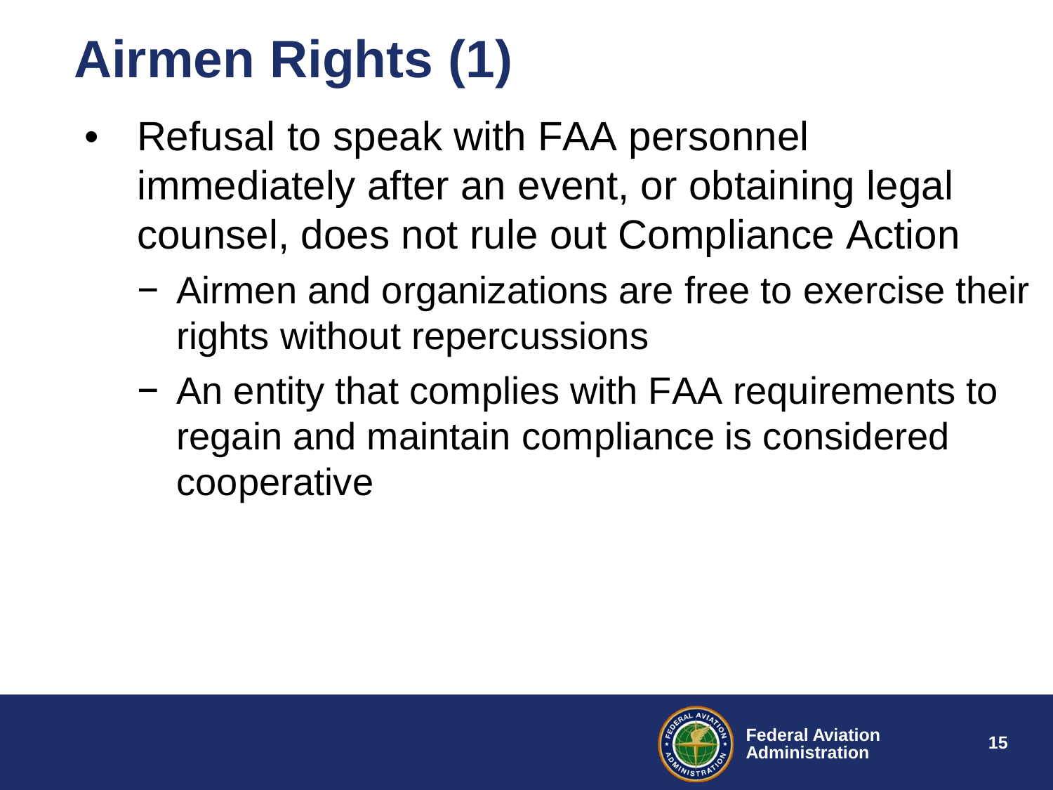# Airmen Rights (1)

- Refusal to speak with FAA personnel immediately after an event, or obtaining legal counsel, does not rule out Compliance Action
  - Airmen and organizations are free to exercise their rights without repercussions
  - An entity that complies with FAA requirements to regain and maintain compliance is considered cooperative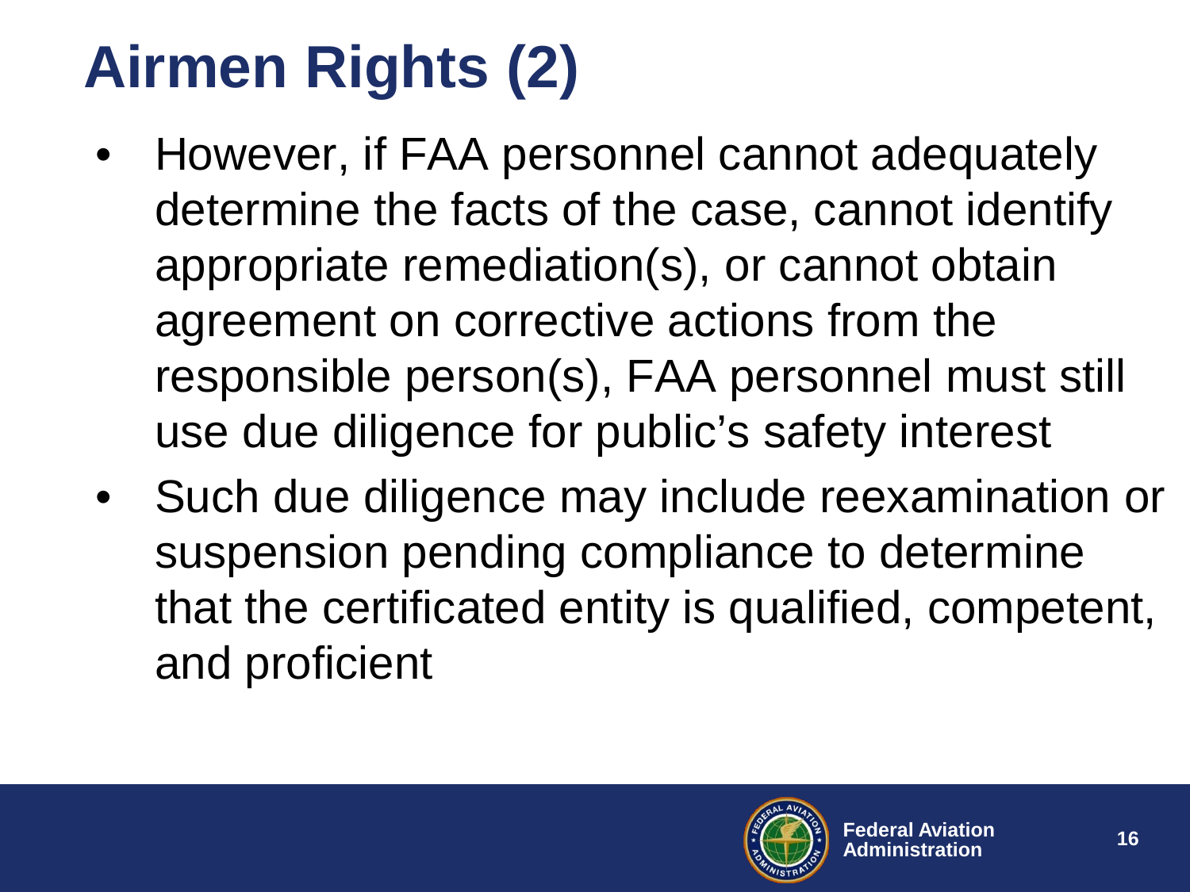# Airmen Rights (2)

- However, if FAA personnel cannot adequately determine the facts of the case, cannot identify appropriate remediation(s), or cannot obtain agreement on corrective actions from the responsible person(s), FAA personnel must still use due diligence for public's safety interest
- Such due diligence may include reexamination or suspension pending compliance to determine that the certificated entity is qualified, competent, and proficient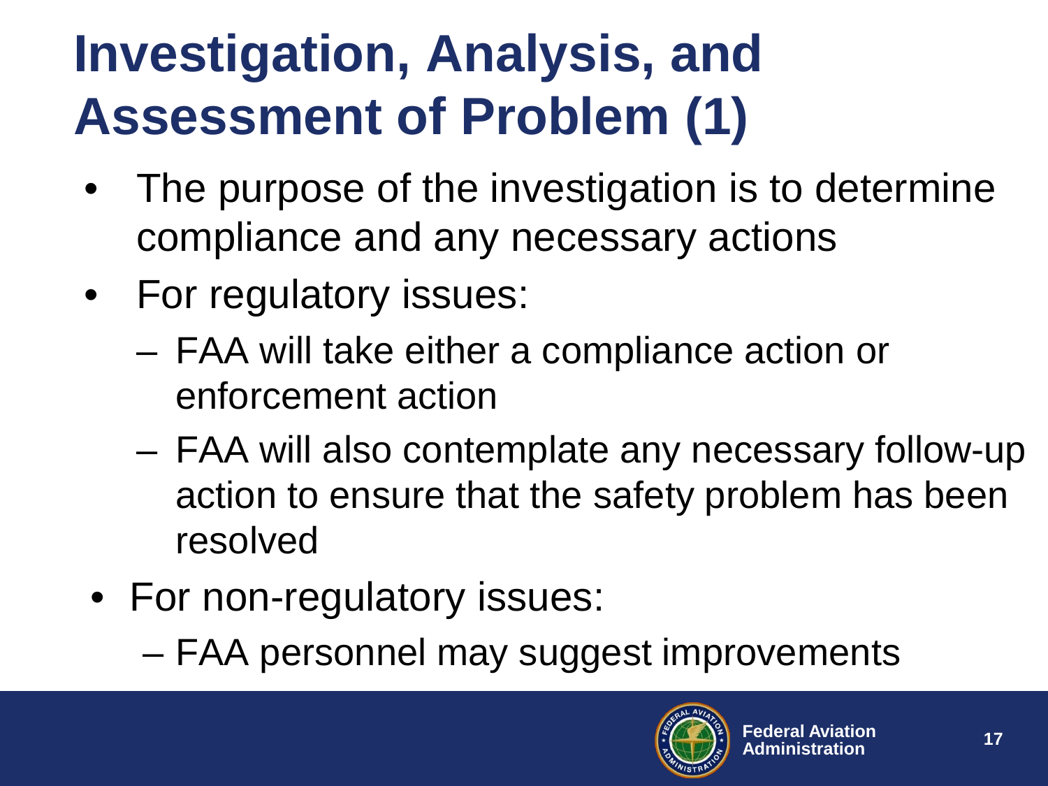# Investigation, Analysis, and Assessment of Problem (1)

- The purpose of the investigation is to determine compliance and any necessary actions
- For regulatory issues:
  - FAA will take either a compliance action or enforcement action
  - FAA will also contemplate any necessary follow-up action to ensure that the safety problem has been resolved
- For non-regulatory issues:
  - FAA personnel may suggest improvements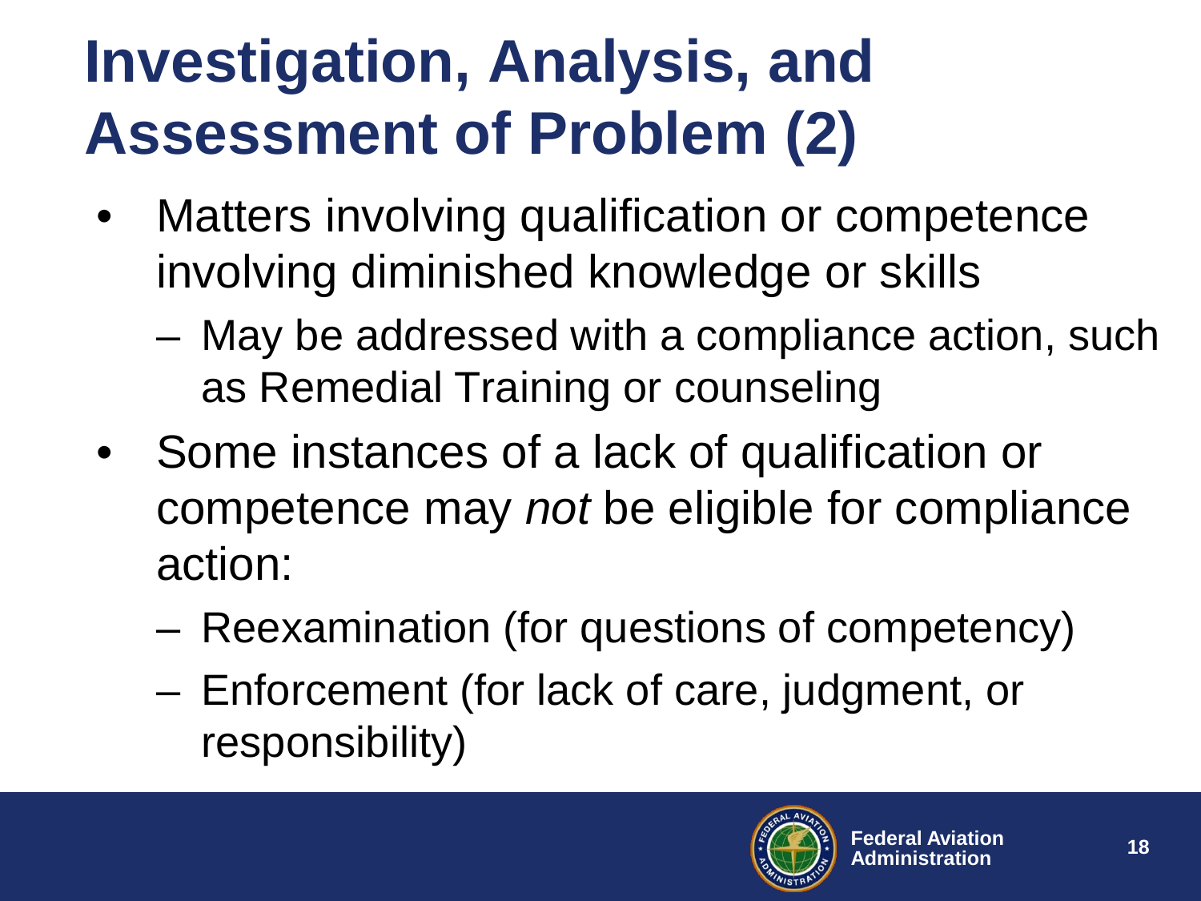# Investigation, Analysis, and Assessment of Problem (2)

- Matters involving qualification or competence involving diminished knowledge or skills
  - May be addressed with a compliance action, such as Remedial Training or counseling
- Some instances of a lack of qualification or competence may *not* be eligible for compliance action:
  - Reexamination (for questions of competency)
  - Enforcement (for lack of care, judgment, or responsibility)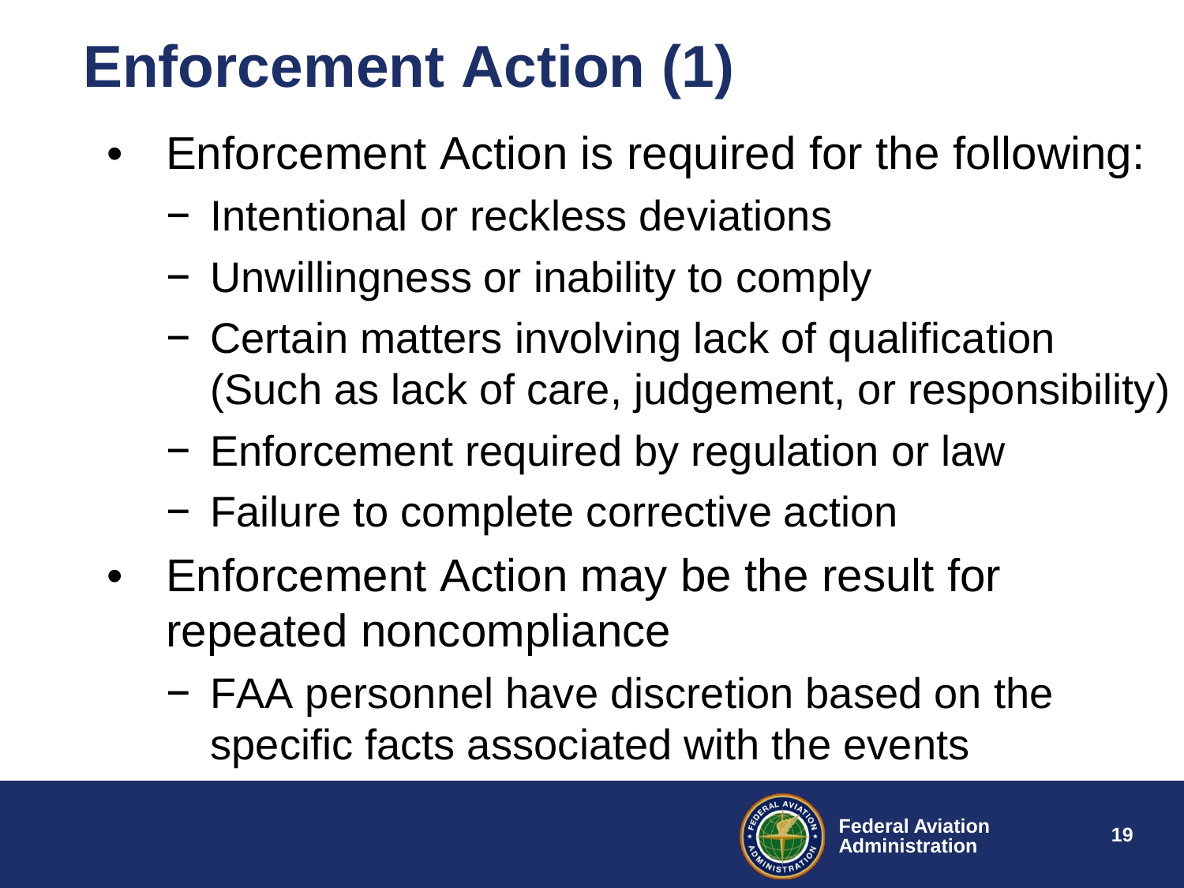# Enforcement Action (1)

- Enforcement Action is required for the following:
  - Intentional or reckless deviations
  - Unwillingness or inability to comply
  - Certain matters involving lack of qualification (Such as lack of care, judgement, or responsibility)
  - Enforcement required by regulation or law
  - Failure to complete corrective action
- Enforcement Action may be the result for repeated noncompliance
  - FAA personnel have discretion based on the specific facts associated with the events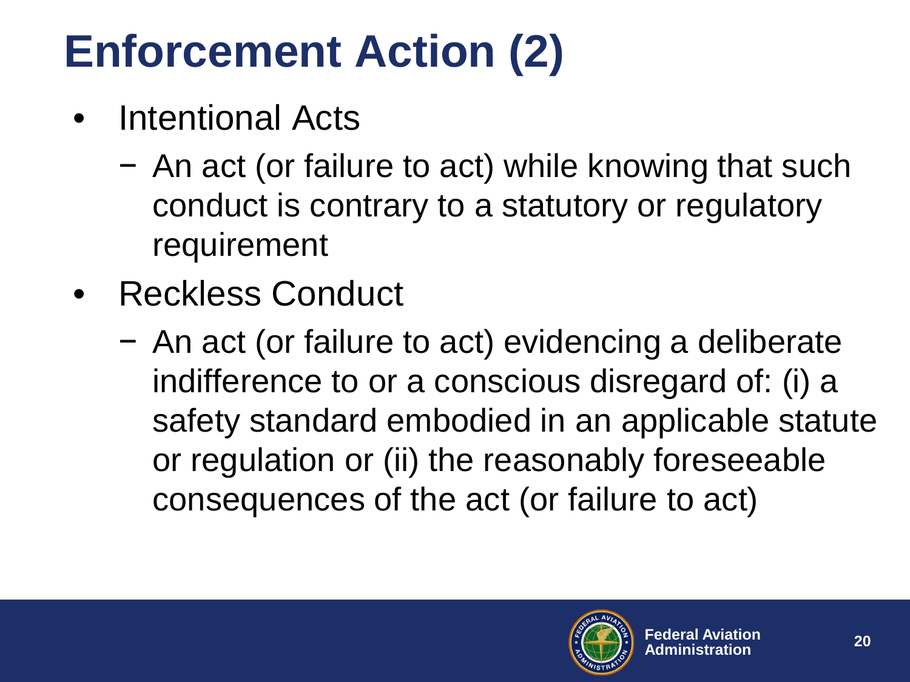# Enforcement Action (2)

- Intentional Acts
  - An act (or failure to act) while knowing that such conduct is contrary to a statutory or regulatory requirement
- Reckless Conduct
  - An act (or failure to act) evidencing a deliberate indifference to or a conscious disregard of: (i) a safety standard embodied in an applicable statute or regulation or (ii) the reasonably foreseeable consequences of the act (or failure to act)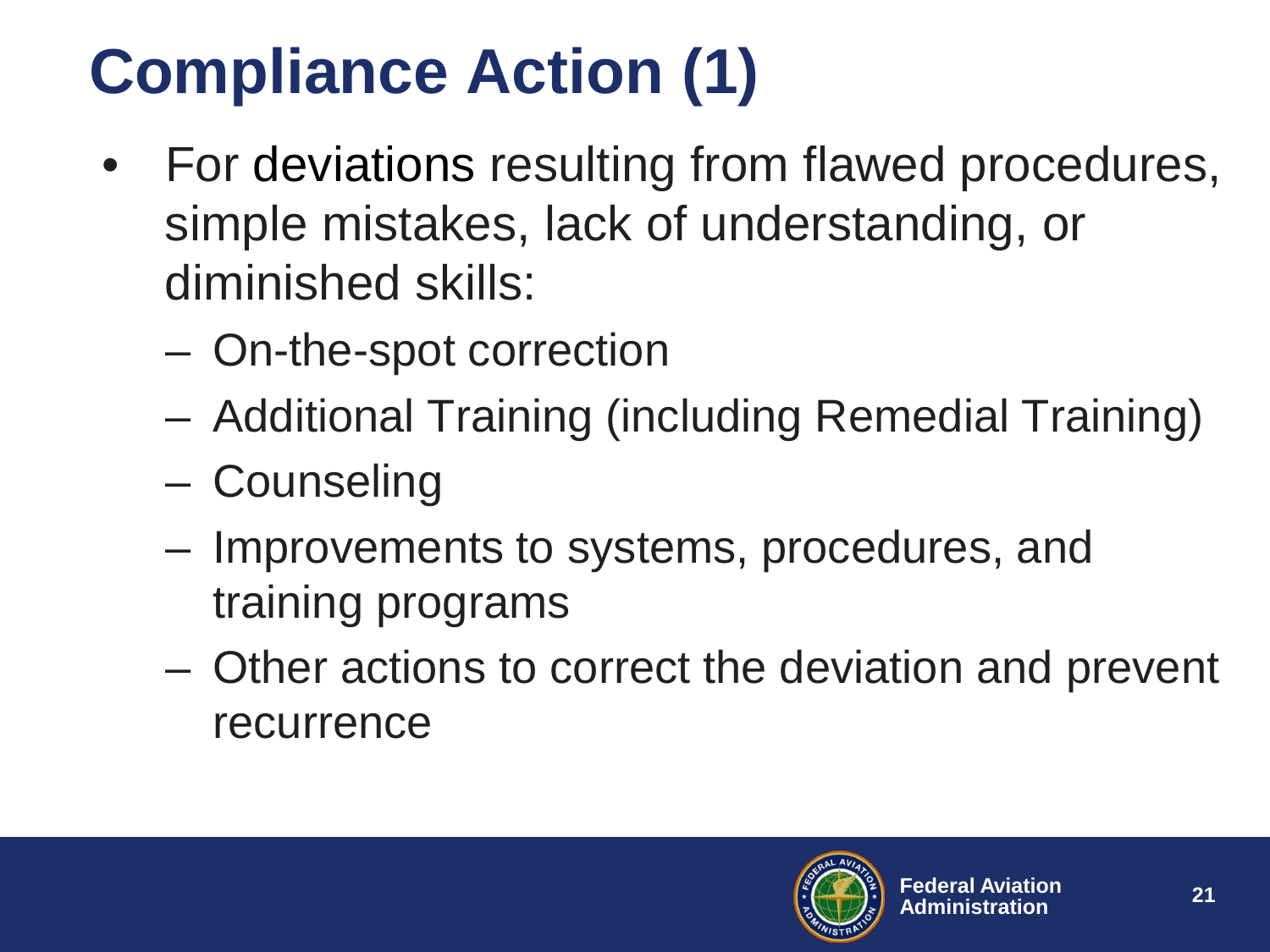# Compliance Action (1)

- For deviations resulting from flawed procedures, simple mistakes, lack of understanding, or diminished skills:
  - On-the-spot correction
  - Additional Training (including Remedial Training)
  - Counseling
  - Improvements to systems, procedures, and training programs
  - Other actions to correct the deviation and prevent recurrence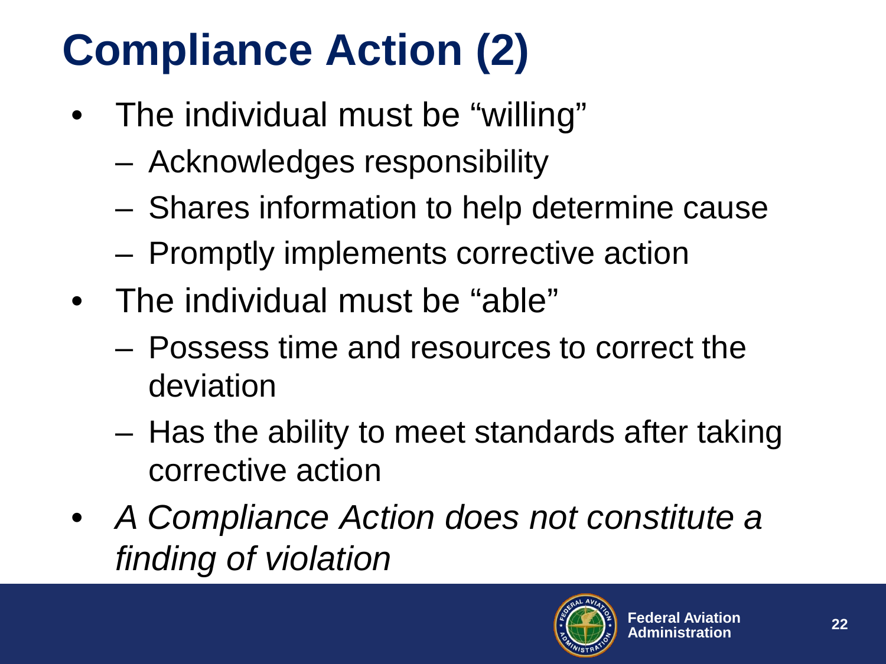# Compliance Action (2)

- The individual must be "willing"
  - Acknowledges responsibility
  - Shares information to help determine cause
  - Promptly implements corrective action
- The individual must be "able"
  - Possess time and resources to correct the deviation
  - Has the ability to meet standards after taking corrective action
- *A Compliance Action does not constitute a finding of violation*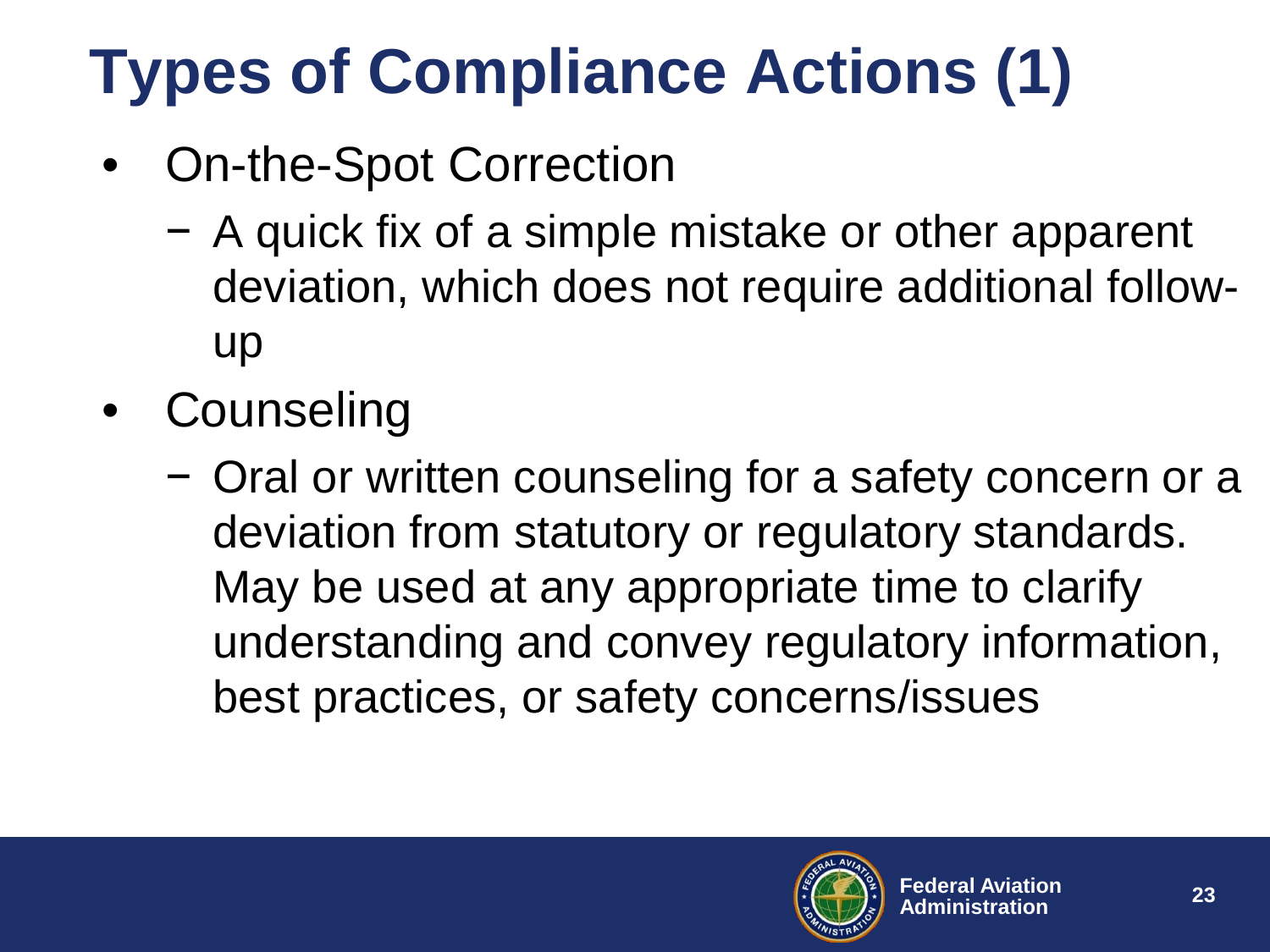# Types of Compliance Actions (1)

- On-the-Spot Correction
  - A quick fix of a simple mistake or other apparent deviation, which does not require additional follow-up
- Counseling
  - Oral or written counseling for a safety concern or a deviation from statutory or regulatory standards. May be used at any appropriate time to clarify understanding and convey regulatory information, best practices, or safety concerns/issues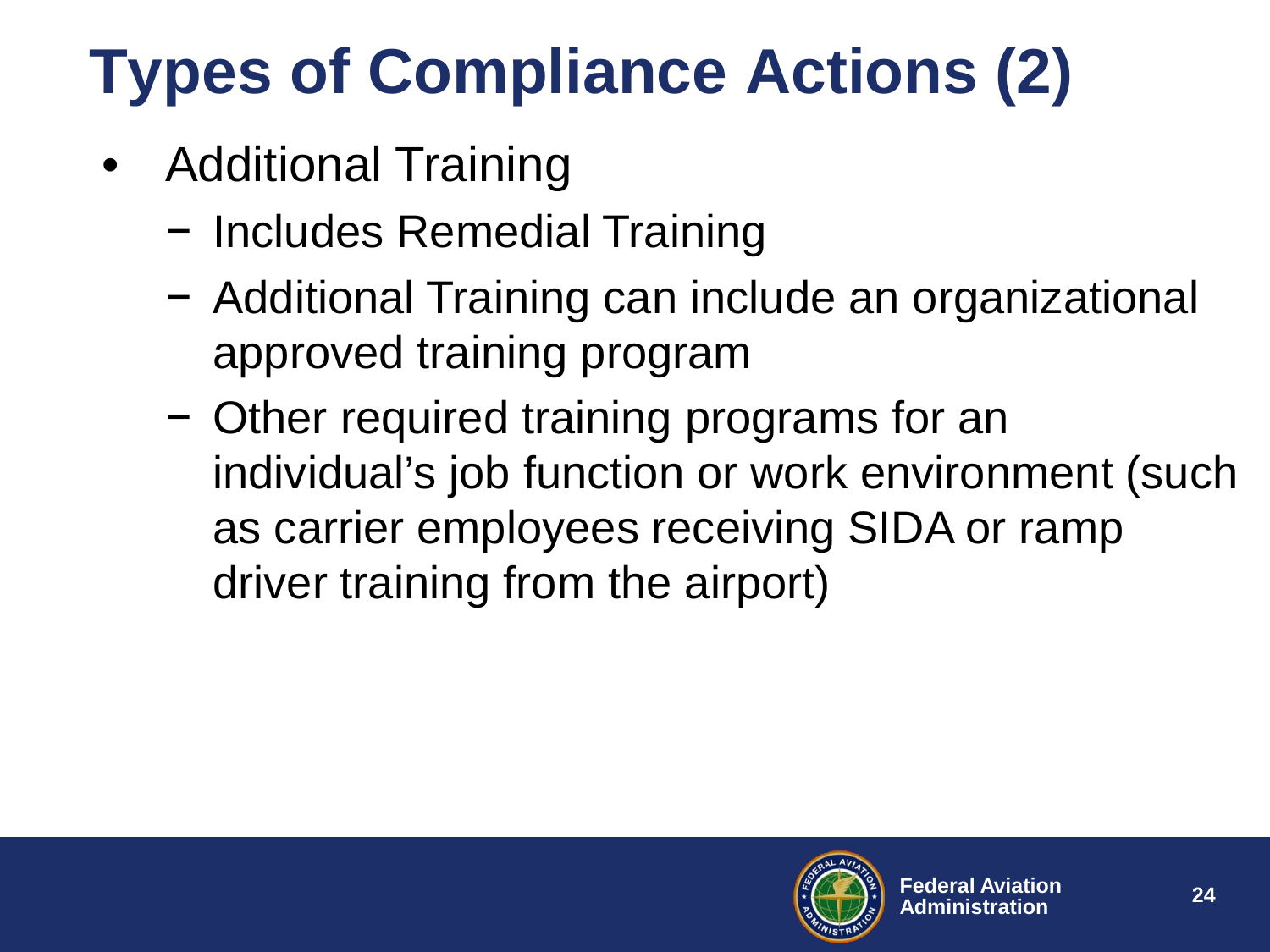# Types of Compliance Actions (2)

- Additional Training
  - Includes Remedial Training
  - Additional Training can include an organizational approved training program
  - Other required training programs for an individual's job function or work environment (such as carrier employees receiving SIDA or ramp driver training from the airport)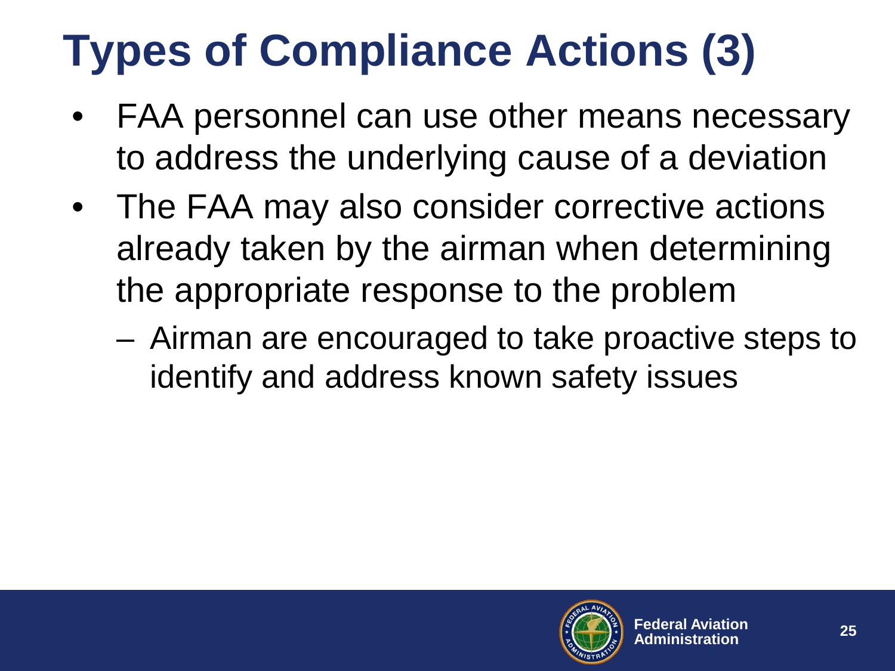# Types of Compliance Actions (3)

- FAA personnel can use other means necessary to address the underlying cause of a deviation
- The FAA may also consider corrective actions already taken by the airman when determining the appropriate response to the problem
  - Airman are encouraged to take proactive steps to identify and address known safety issues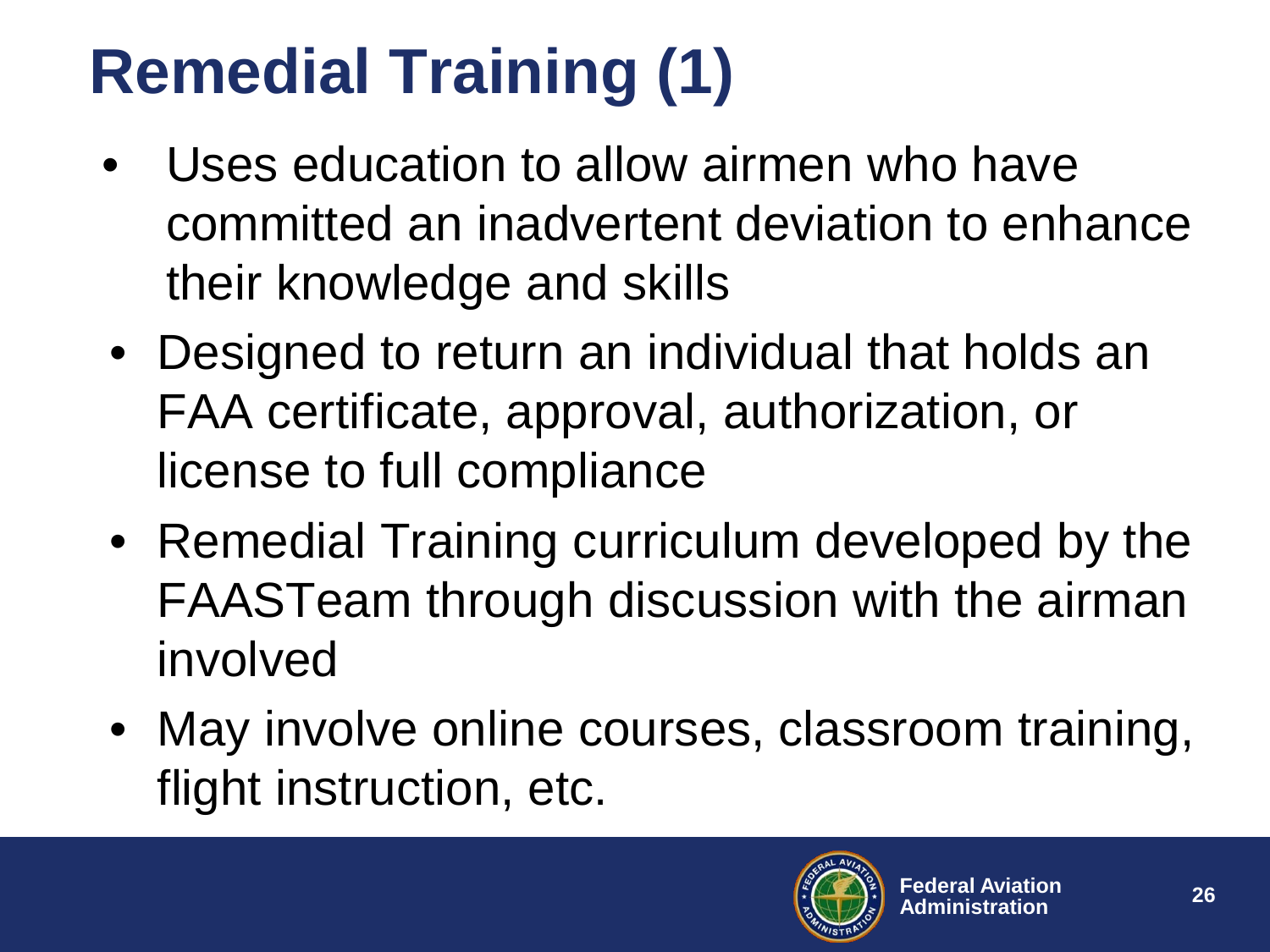# Remedial Training (1)

- Uses education to allow airmen who have committed an inadvertent deviation to enhance their knowledge and skills
- Designed to return an individual that holds an FAA certificate, approval, authorization, or license to full compliance
- Remedial Training curriculum developed by the FAASTeam through discussion with the airman involved
- May involve online courses, classroom training, flight instruction, etc.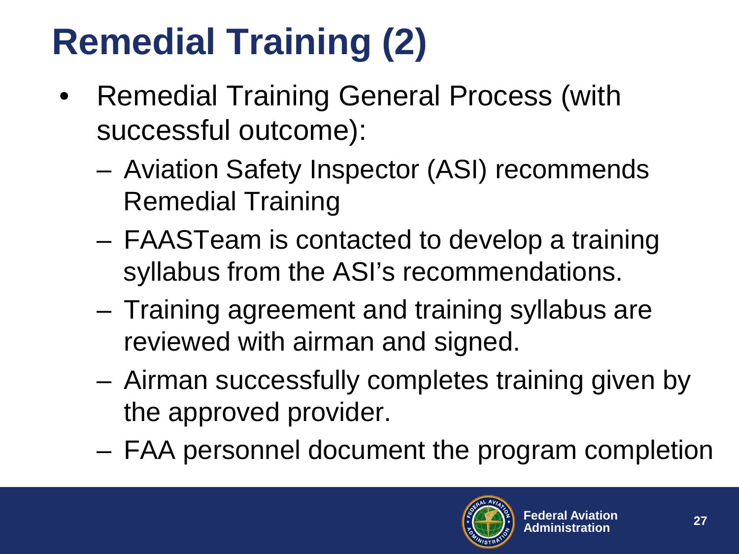# Remedial Training (2)

- Remedial Training General Process (with successful outcome):
  - Aviation Safety Inspector (ASI) recommends Remedial Training
  - FAASTeam is contacted to develop a training syllabus from the ASI's recommendations.
  - Training agreement and training syllabus are reviewed with airman and signed.
  - Airman successfully completes training given by the approved provider.
  - FAA personnel document the program completion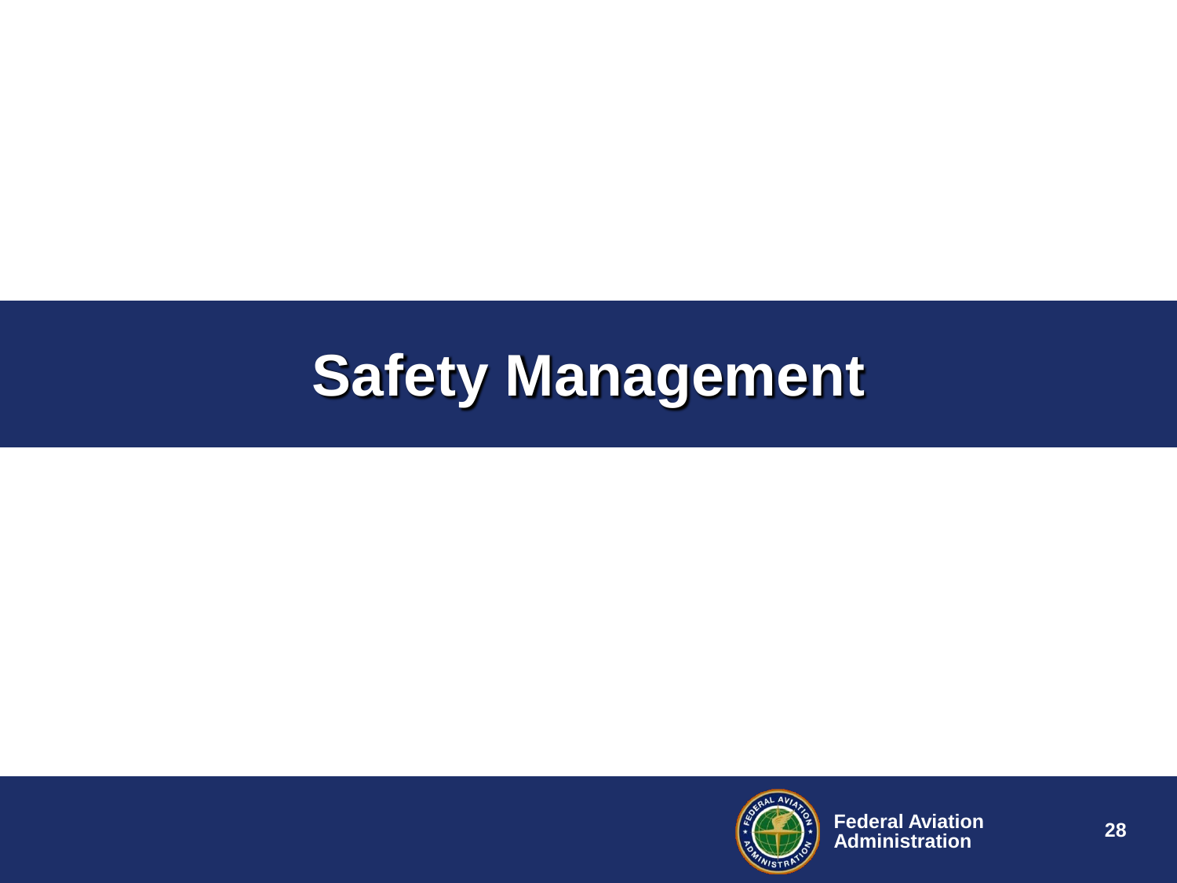# Safety Management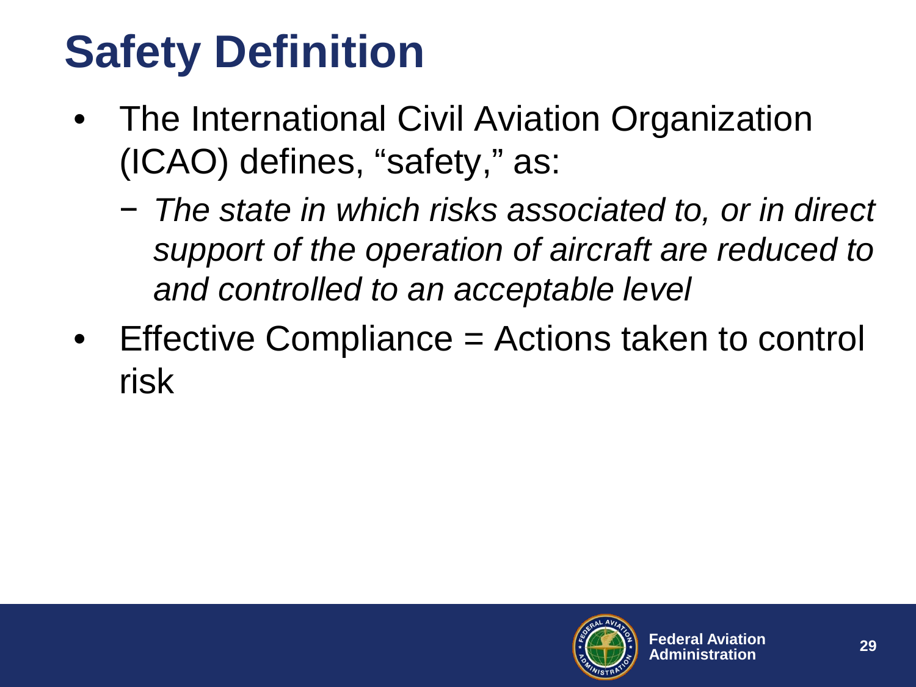# Safety Definition

- The International Civil Aviation Organization (ICAO) defines, “safety,” as:
  - *The state in which risks associated to, or in direct support of the operation of aircraft are reduced to and controlled to an acceptable level*
- Effective Compliance = Actions taken to control risk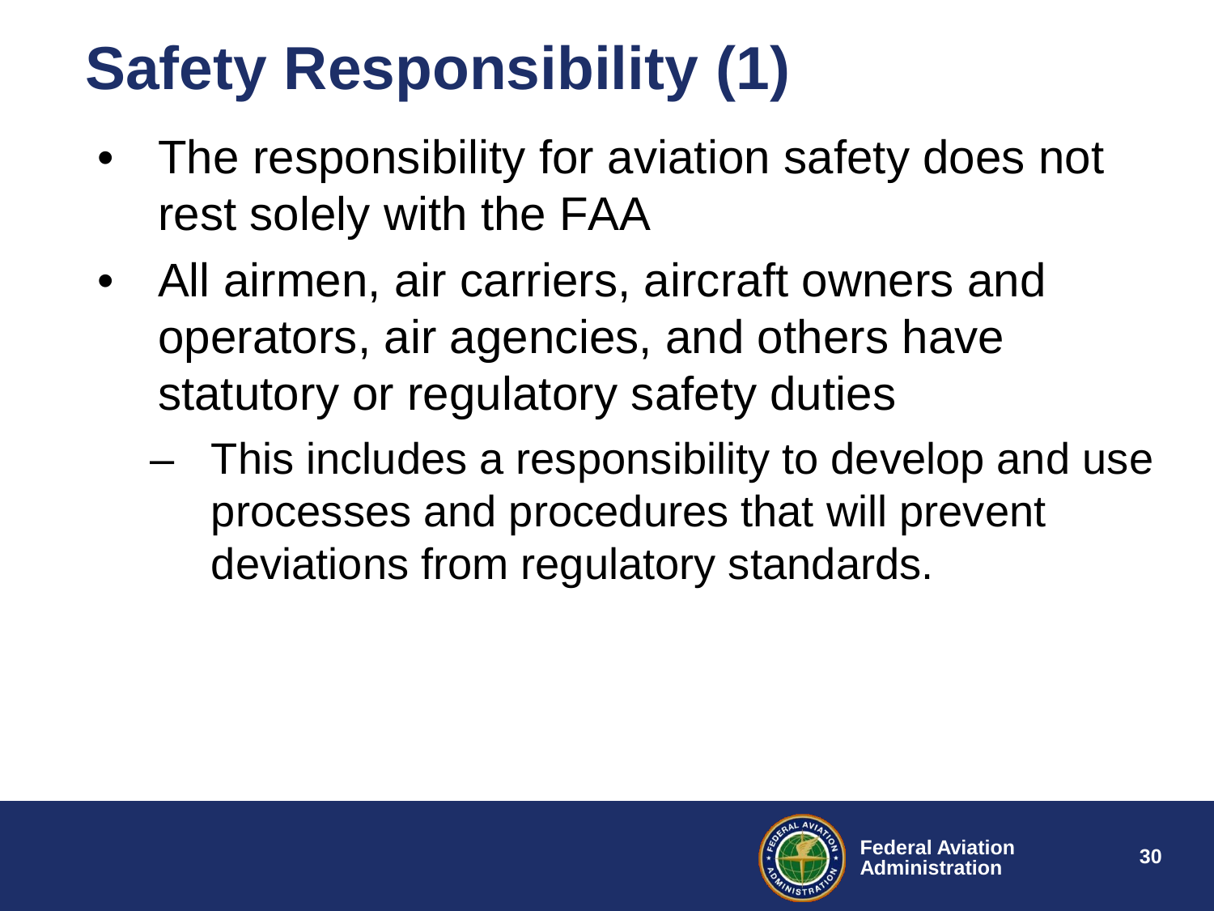# Safety Responsibility (1)

- The responsibility for aviation safety does not rest solely with the FAA
- All airmen, air carriers, aircraft owners and operators, air agencies, and others have statutory or regulatory safety duties
  - This includes a responsibility to develop and use processes and procedures that will prevent deviations from regulatory standards.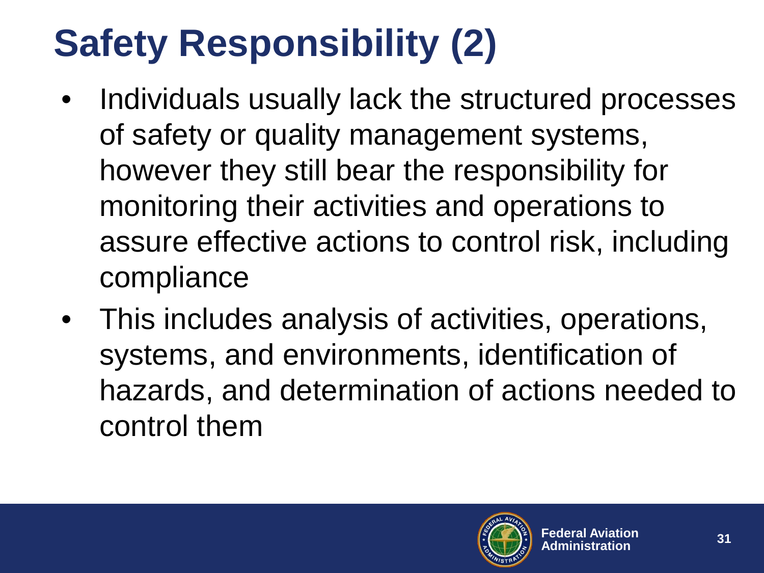# Safety Responsibility (2)

- Individuals usually lack the structured processes of safety or quality management systems, however they still bear the responsibility for monitoring their activities and operations to assure effective actions to control risk, including compliance
- This includes analysis of activities, operations, systems, and environments, identification of hazards, and determination of actions needed to control them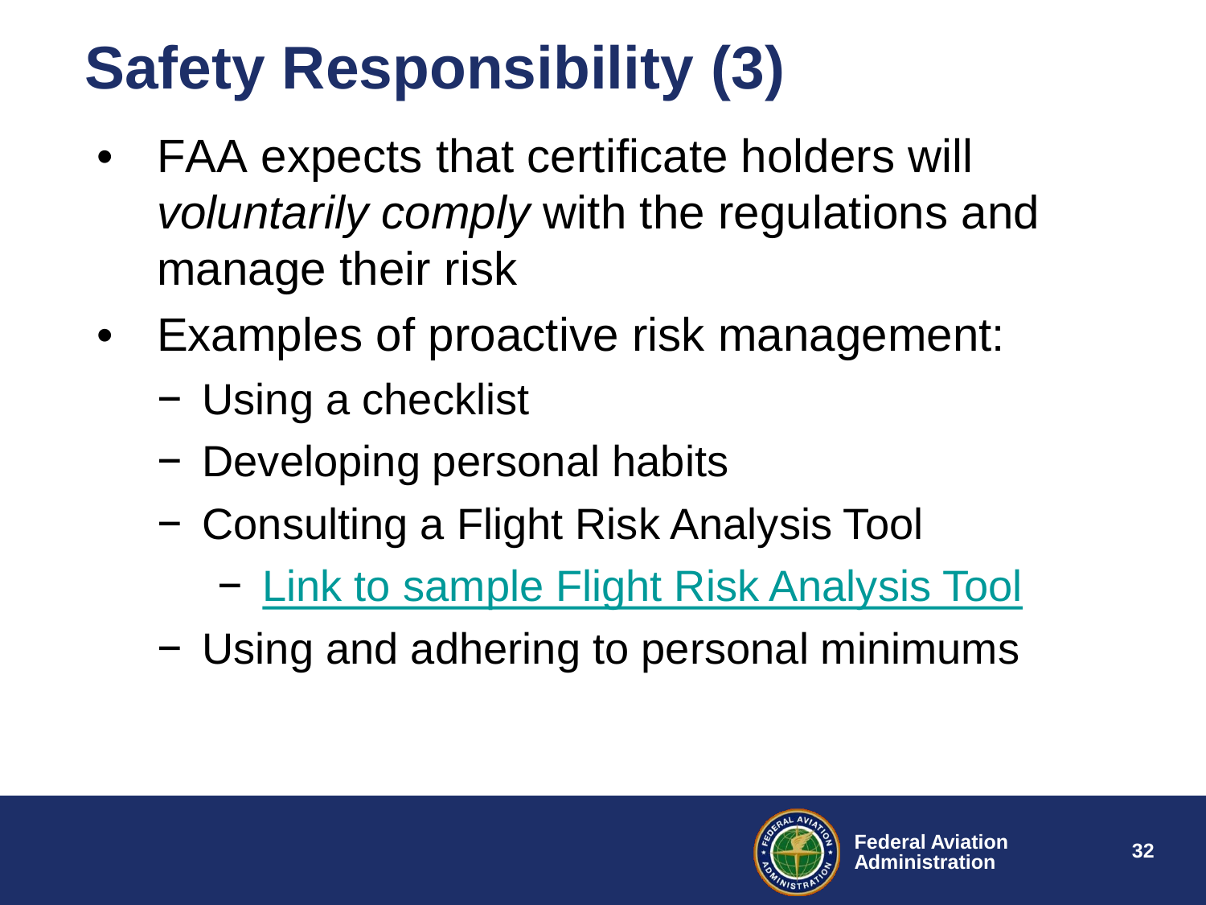# Safety Responsibility (3)

- FAA expects that certificate holders will *voluntarily comply* with the regulations and manage their risk
- Examples of proactive risk management:
  - Using a checklist
  - Developing personal habits
  - Consulting a Flight Risk Analysis Tool
    - Link to sample Flight Risk Analysis Tool
  - Using and adhering to personal minimums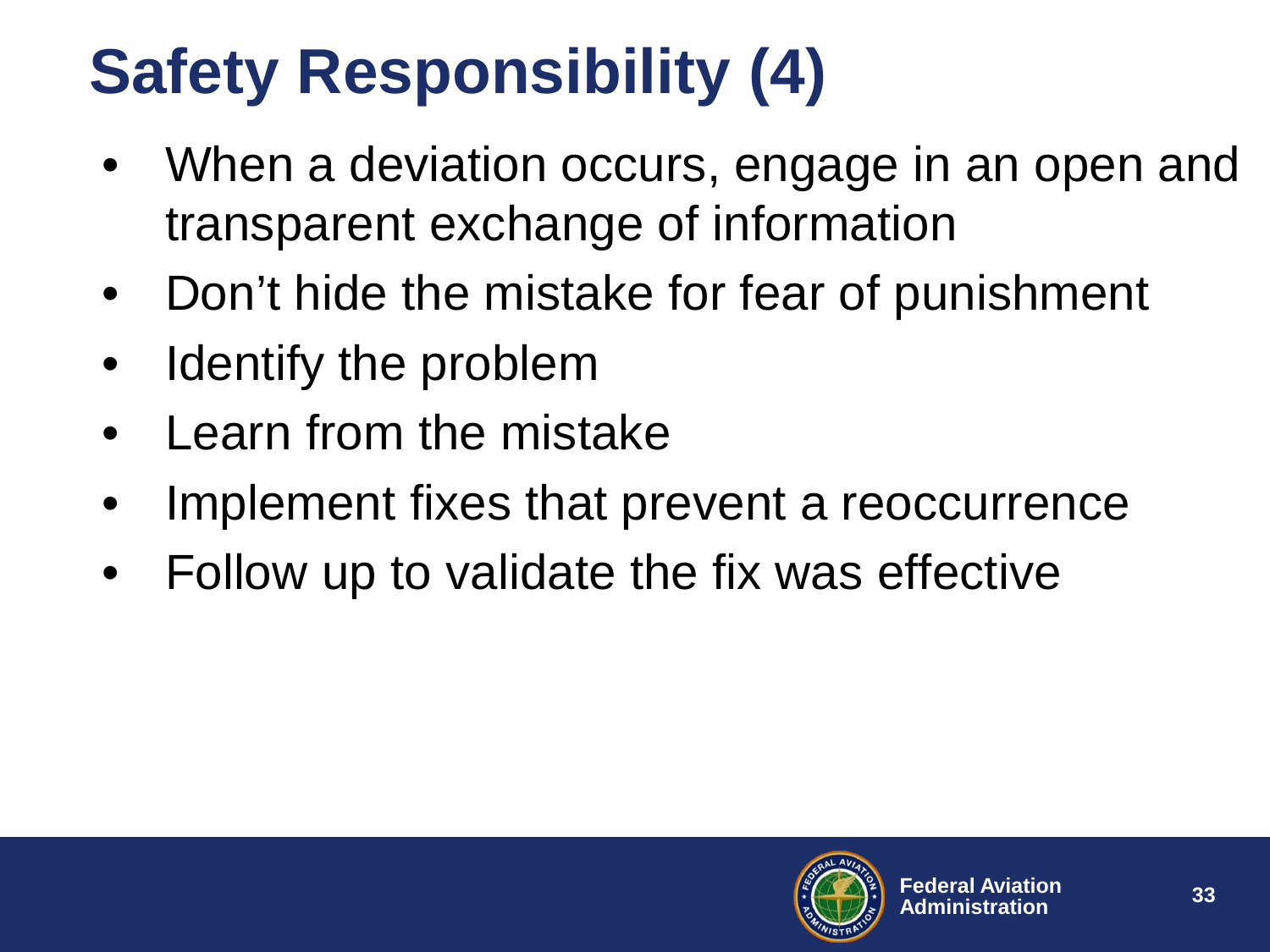# Safety Responsibility (4)

- When a deviation occurs, engage in an open and transparent exchange of information
- Don't hide the mistake for fear of punishment
- Identify the problem
- Learn from the mistake
- Implement fixes that prevent a reoccurrence
- Follow up to validate the fix was effective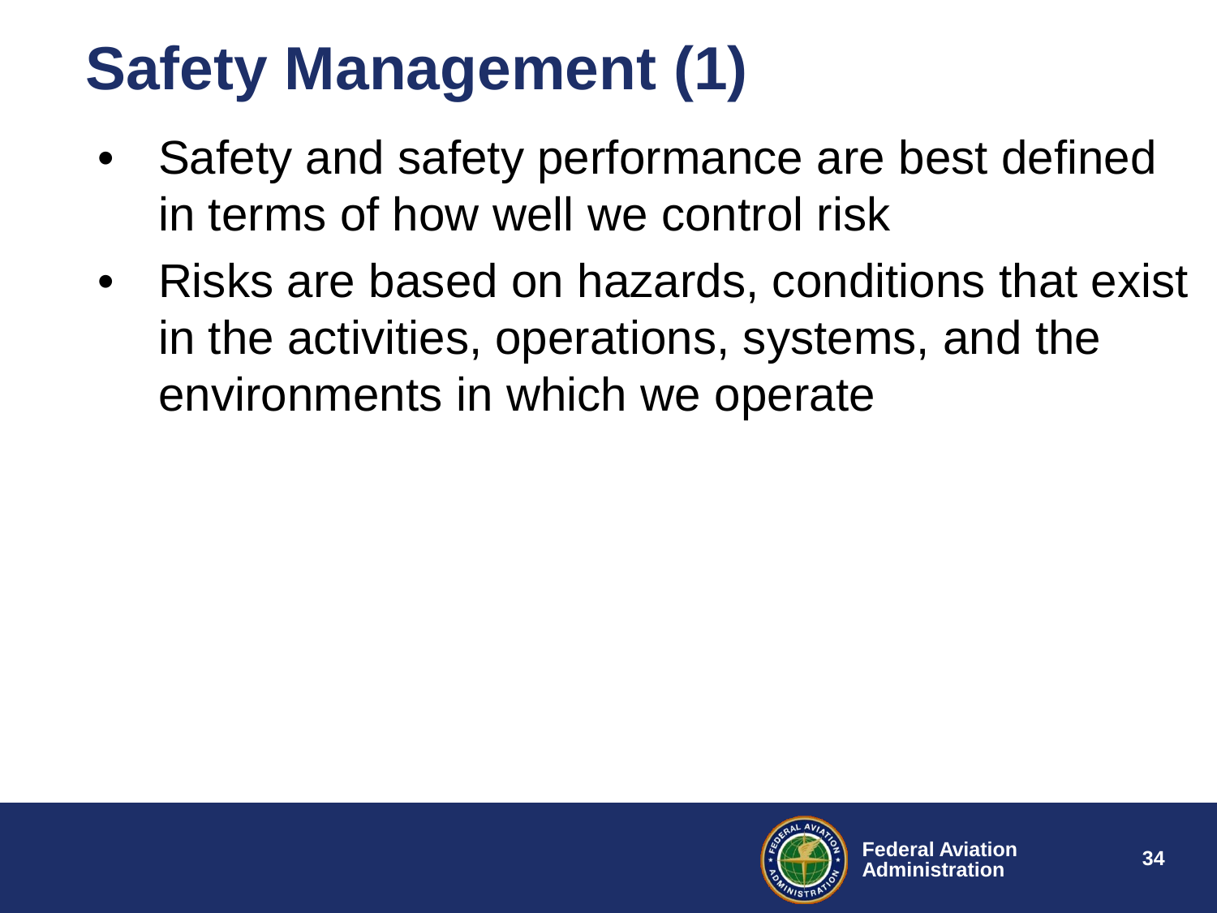# Safety Management (1)

- Safety and safety performance are best defined in terms of how well we control risk
- Risks are based on hazards, conditions that exist in the activities, operations, systems, and the environments in which we operate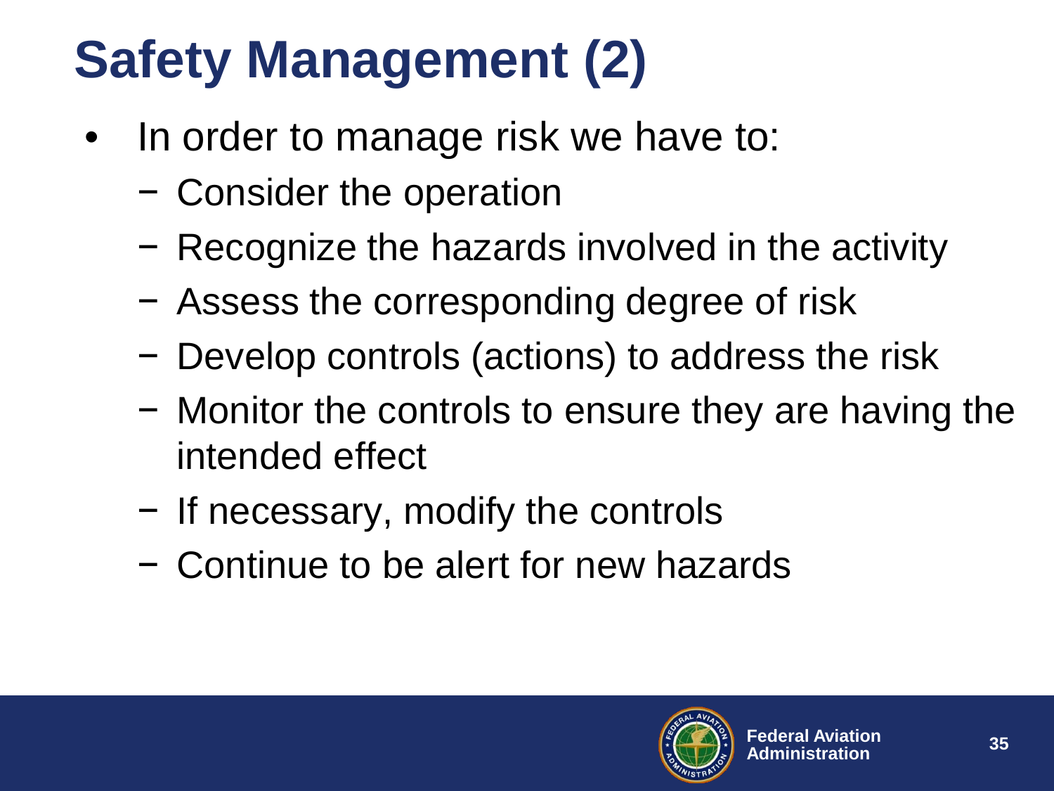# Safety Management (2)

- In order to manage risk we have to:
  - Consider the operation
  - Recognize the hazards involved in the activity
  - Assess the corresponding degree of risk
  - Develop controls (actions) to address the risk
  - Monitor the controls to ensure they are having the intended effect
  - If necessary, modify the controls
  - Continue to be alert for new hazards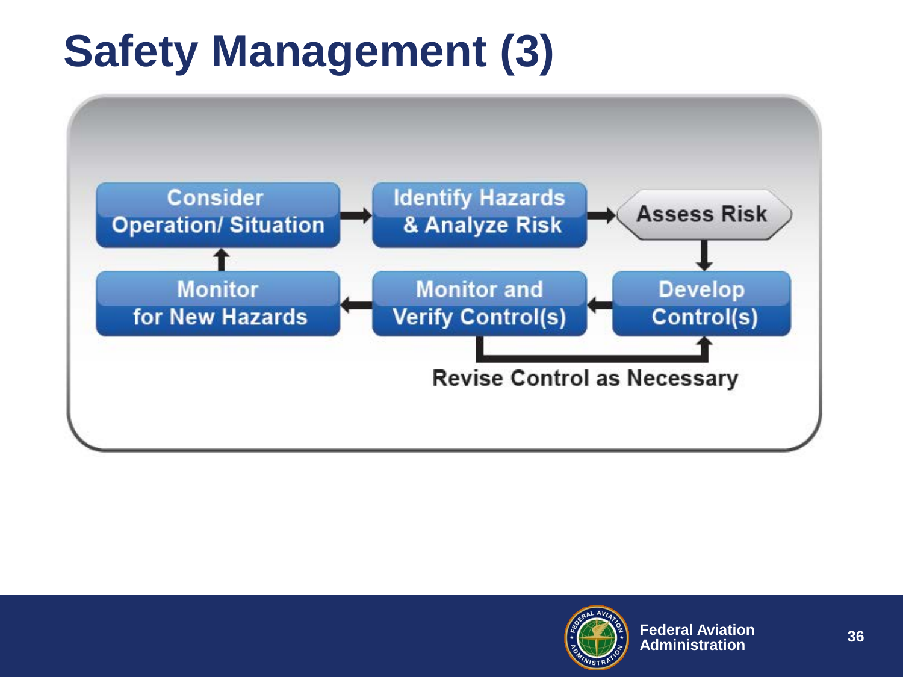# Safety Management (3)

- Consider Operation/ Situation
- Identify Hazards & Analyze Risk
- Assess Risk
- Develop Control(s)
- Monitor and Verify Control(s)
- Monitor for New Hazards

Revise Control as Necessary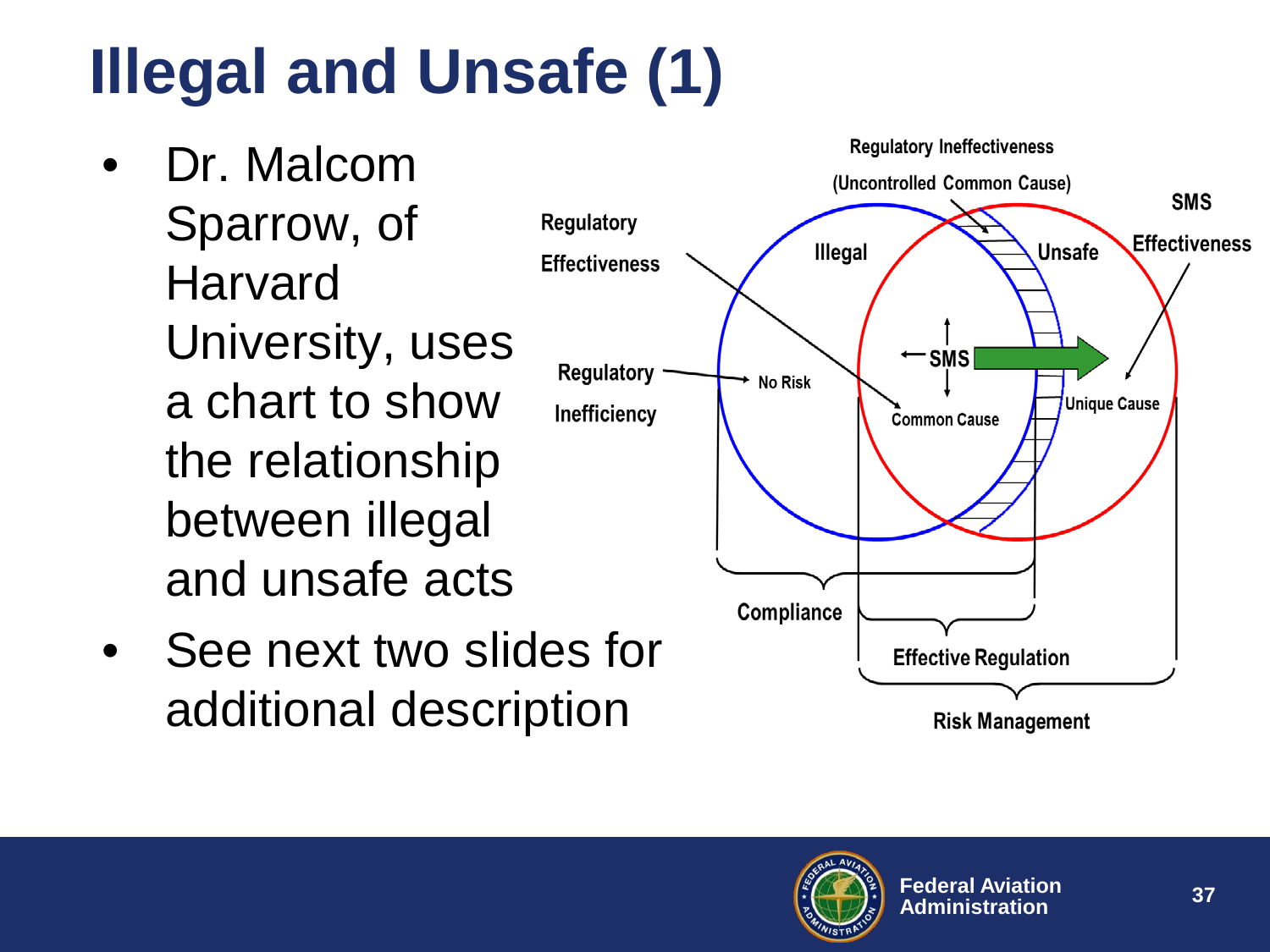# Illegal and Unsafe (1)

- Dr. Malcom Sparrow, of Harvard University, uses a chart to show the relationship between illegal and unsafe acts
- See next two slides for additional description

Regulatory Ineffectiveness (Uncontrolled Common Cause)

SMS Effectiveness

Regulatory Effectiveness

Illegal

Unsafe

Regulatory Inefficiency

No Risk

SMS

Common Cause

Unique Cause

Compliance

Effective Regulation

Risk Management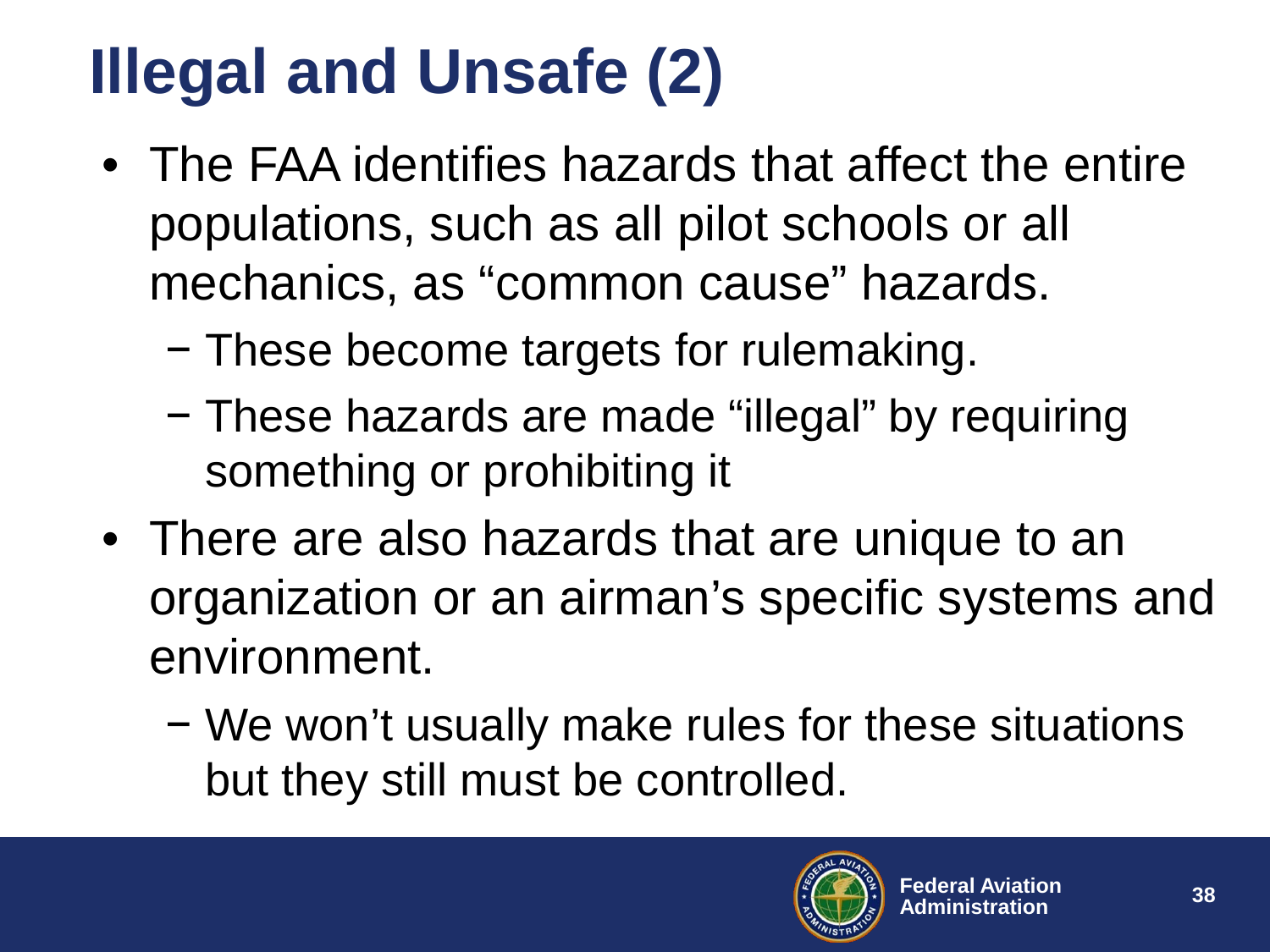# Illegal and Unsafe (2)

- The FAA identifies hazards that affect the entire populations, such as all pilot schools or all mechanics, as "common cause" hazards.
  - These become targets for rulemaking.
  - These hazards are made "illegal" by requiring something or prohibiting it
- There are also hazards that are unique to an organization or an airman's specific systems and environment.
  - We won't usually make rules for these situations but they still must be controlled.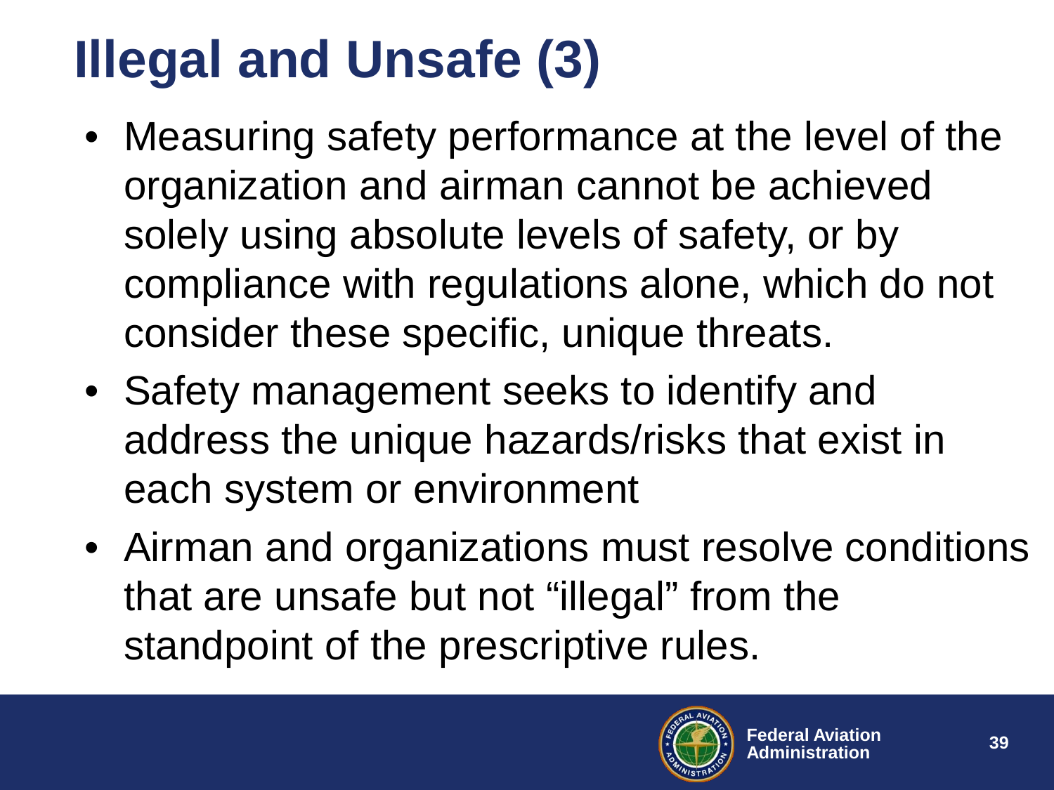# Illegal and Unsafe (3)

- Measuring safety performance at the level of the organization and airman cannot be achieved solely using absolute levels of safety, or by compliance with regulations alone, which do not consider these specific, unique threats.
- Safety management seeks to identify and address the unique hazards/risks that exist in each system or environment
- Airman and organizations must resolve conditions that are unsafe but not "illegal" from the standpoint of the prescriptive rules.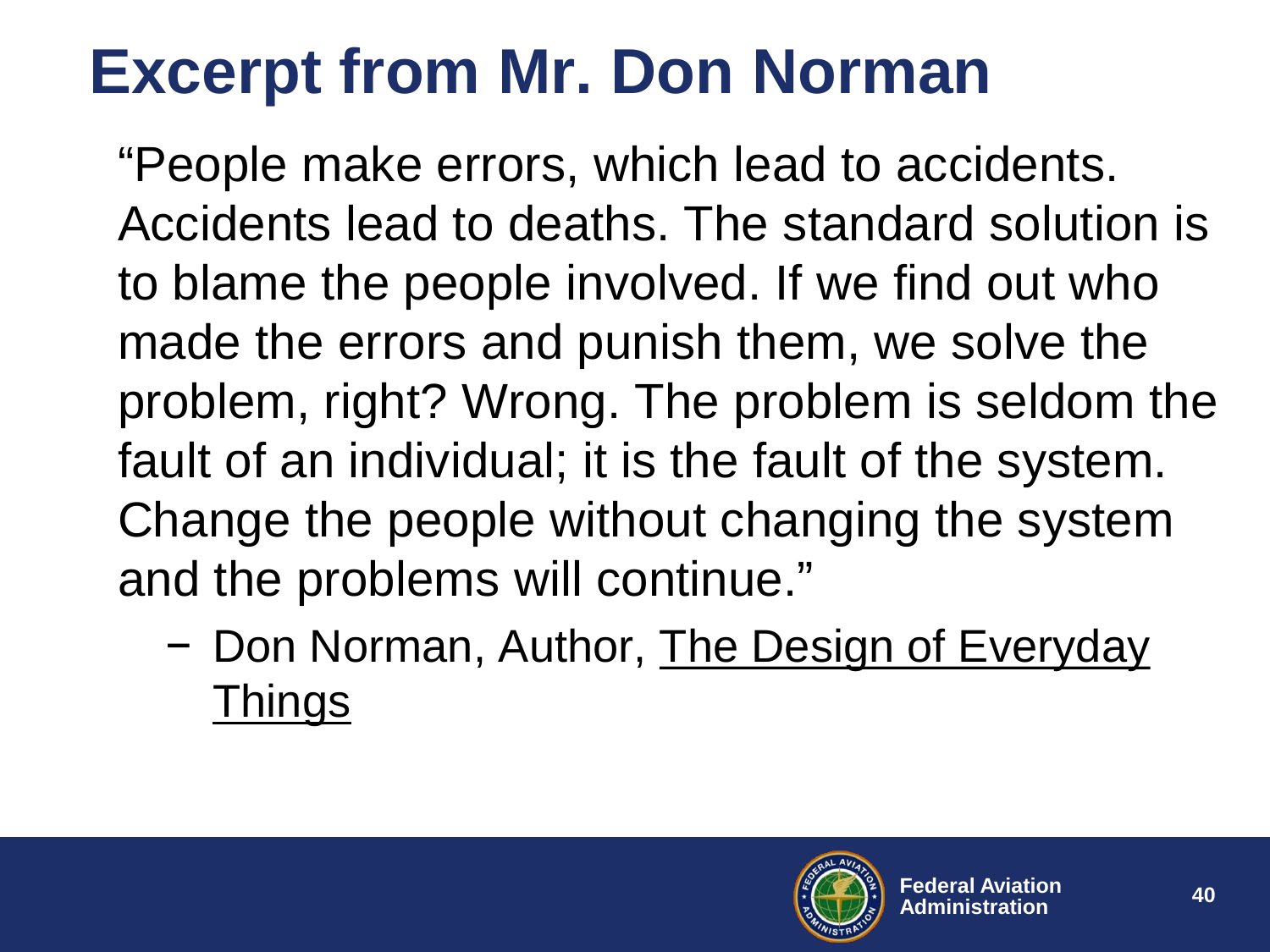# Excerpt from Mr. Don Norman

"People make errors, which lead to accidents. Accidents lead to deaths. The standard solution is to blame the people involved. If we find out who made the errors and punish them, we solve the problem, right? Wrong. The problem is seldom the fault of an individual; it is the fault of the system. Change the people without changing the system and the problems will continue."

− Don Norman, Author, The Design of Everyday Things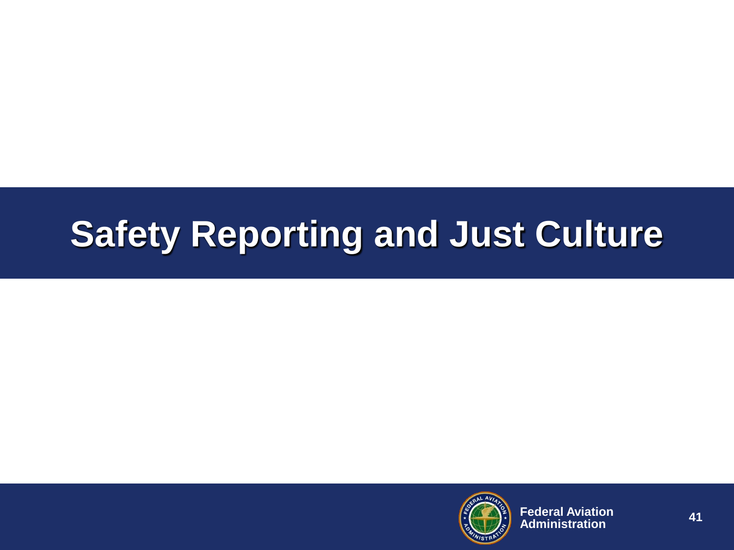# Safety Reporting and Just Culture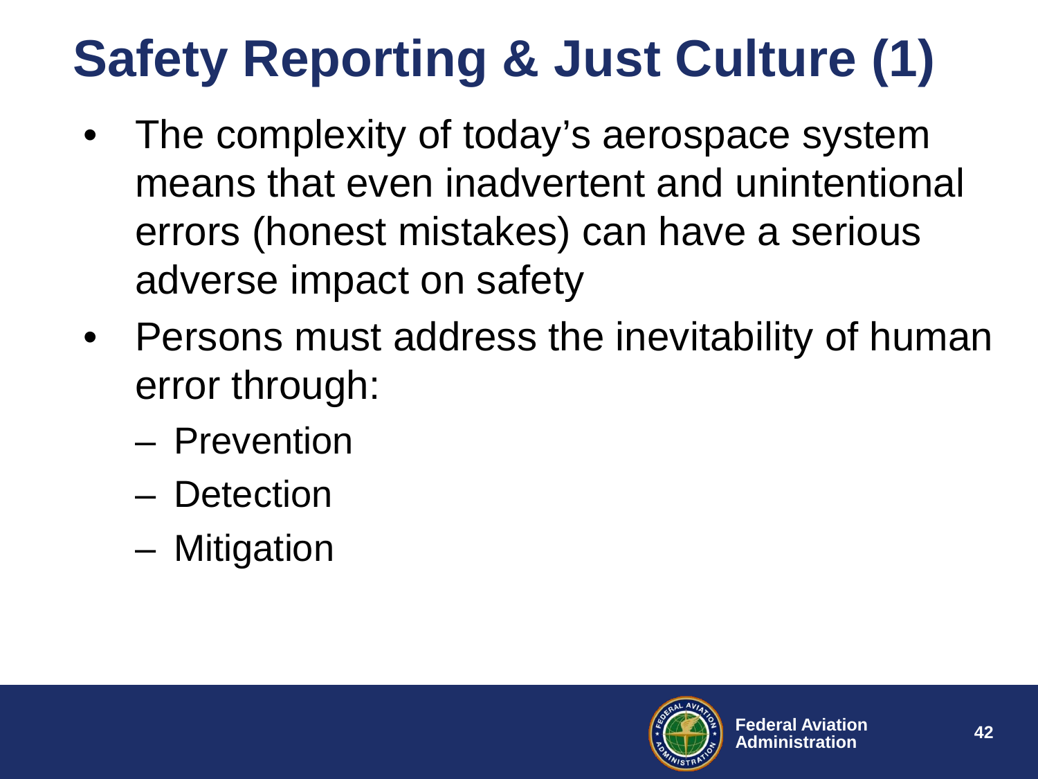# Safety Reporting & Just Culture (1)

- The complexity of today's aerospace system means that even inadvertent and unintentional errors (honest mistakes) can have a serious adverse impact on safety
- Persons must address the inevitability of human error through:
  - Prevention
  - Detection
  - Mitigation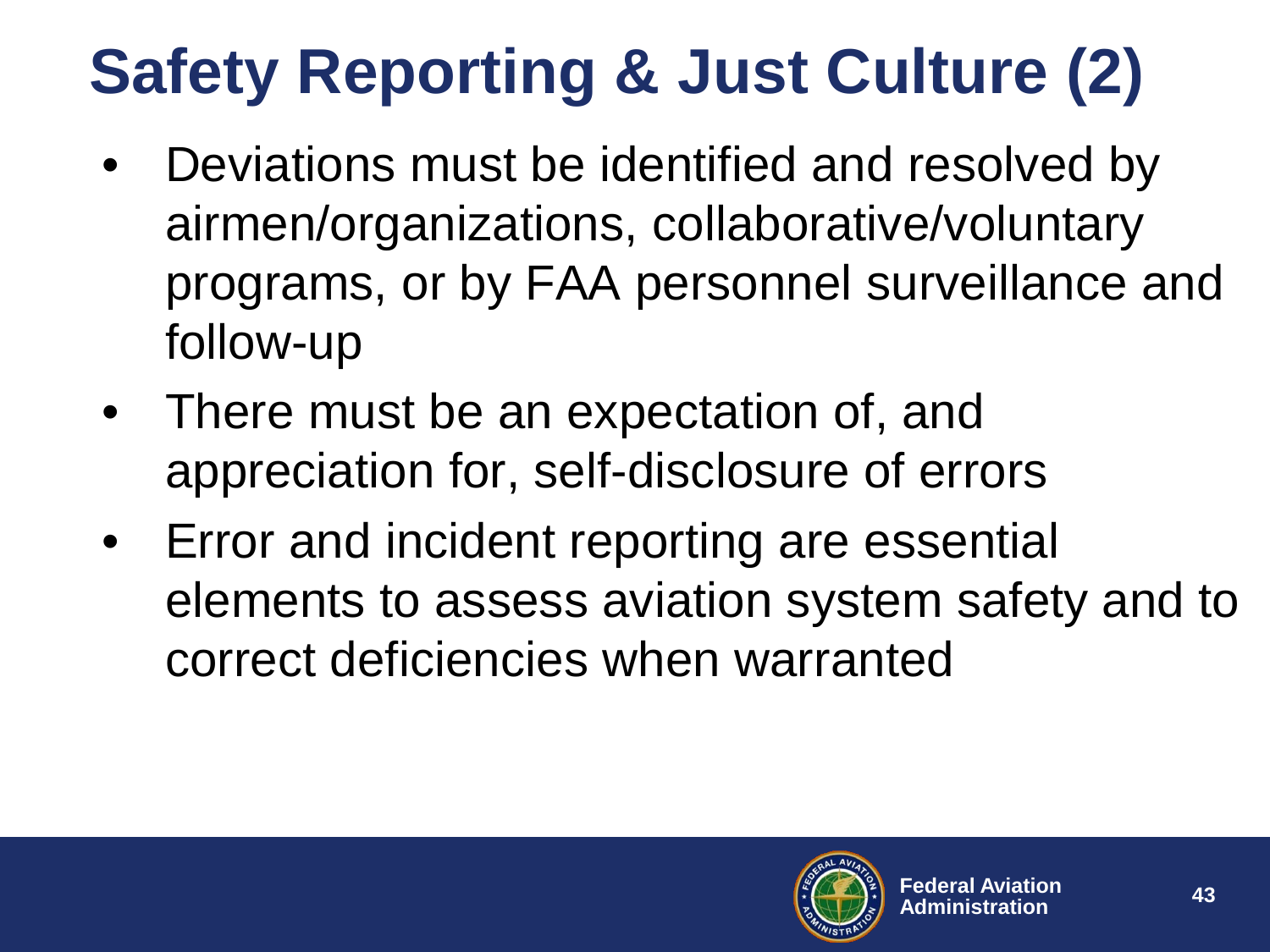# Safety Reporting & Just Culture (2)

- Deviations must be identified and resolved by airmen/organizations, collaborative/voluntary programs, or by FAA personnel surveillance and follow-up
- There must be an expectation of, and appreciation for, self-disclosure of errors
- Error and incident reporting are essential elements to assess aviation system safety and to correct deficiencies when warranted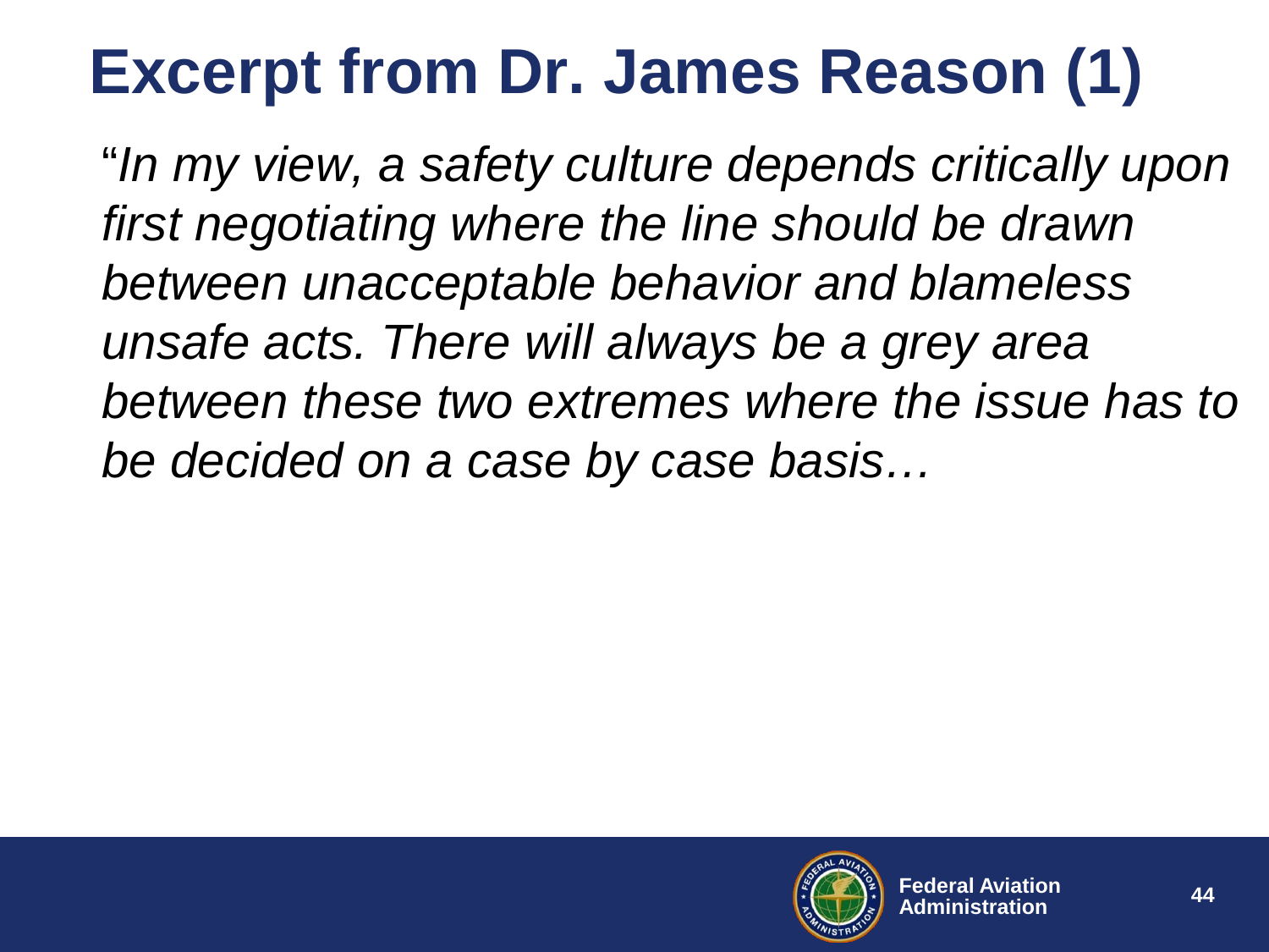# Excerpt from Dr. James Reason (1)

"*In my view, a safety culture depends critically upon first negotiating where the line should be drawn between unacceptable behavior and blameless unsafe acts. There will always be a grey area between these two extremes where the issue has to be decided on a case by case basis…*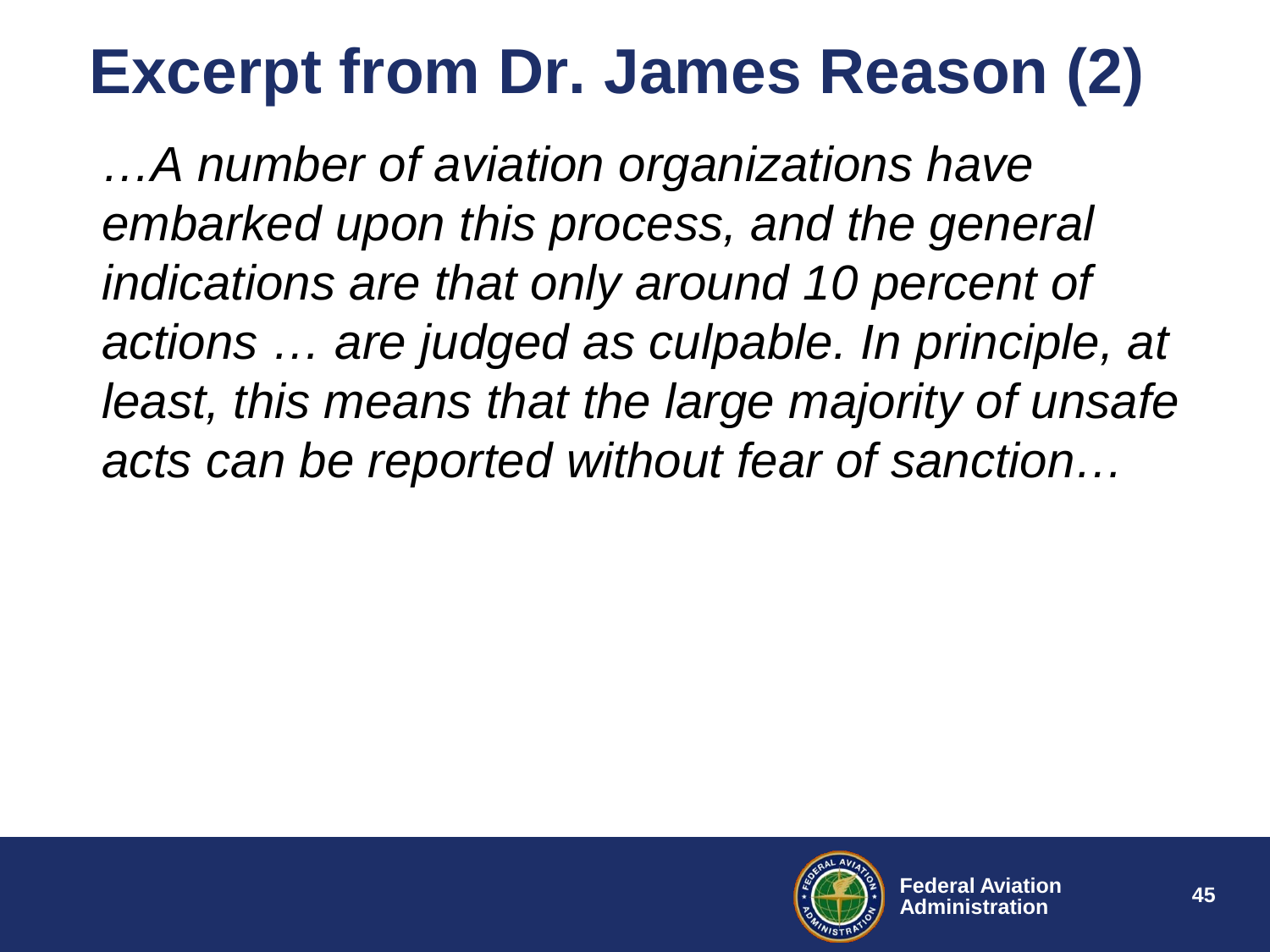# Excerpt from Dr. James Reason (2)

*…A number of aviation organizations have embarked upon this process, and the general indications are that only around 10 percent of actions … are judged as culpable. In principle, at least, this means that the large majority of unsafe acts can be reported without fear of sanction…*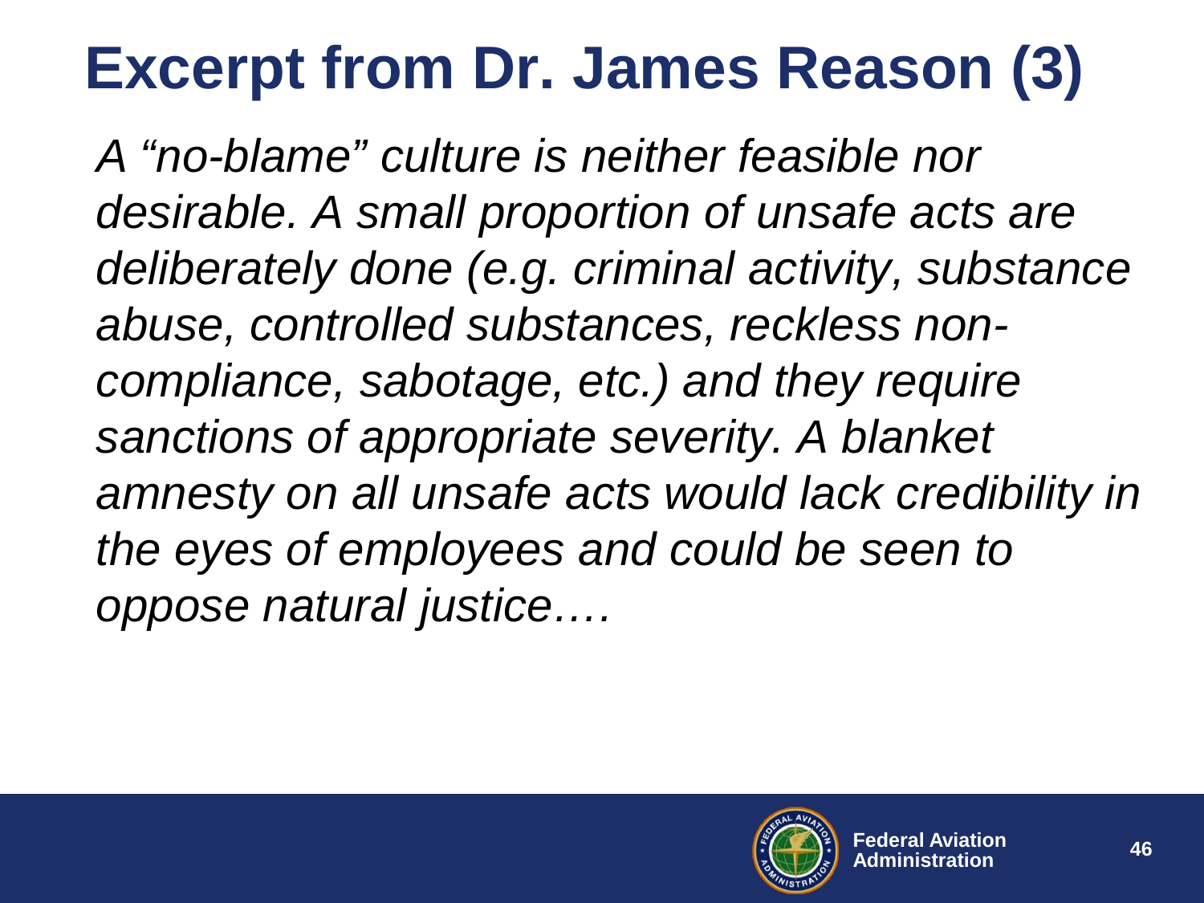# Excerpt from Dr. James Reason (3)

*A "no-blame" culture is neither feasible nor desirable. A small proportion of unsafe acts are deliberately done (e.g. criminal activity, substance abuse, controlled substances, reckless non-compliance, sabotage, etc.) and they require sanctions of appropriate severity. A blanket amnesty on all unsafe acts would lack credibility in the eyes of employees and could be seen to oppose natural justice….*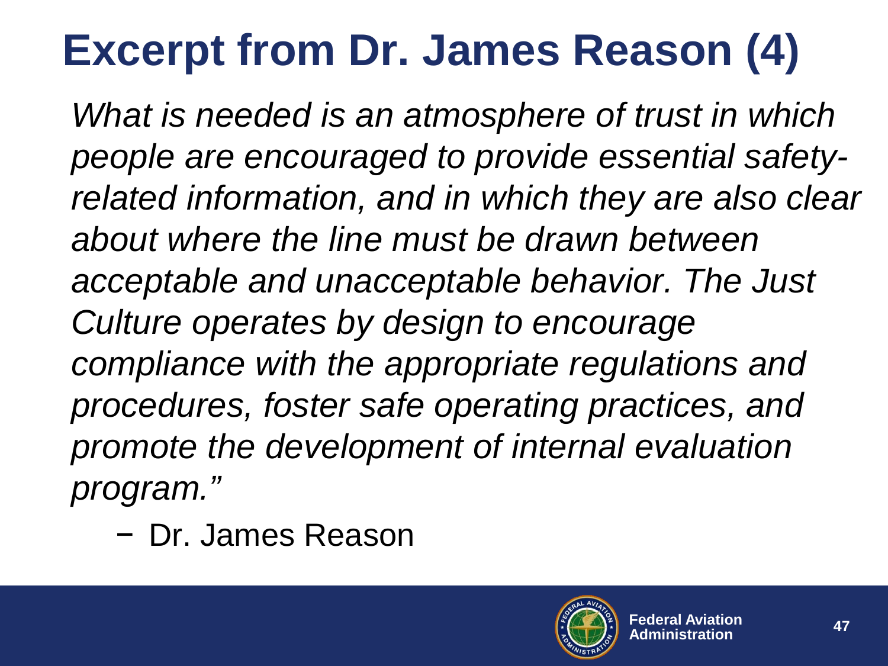# Excerpt from Dr. James Reason (4)

*What is needed is an atmosphere of trust in which people are encouraged to provide essential safety-related information, and in which they are also clear about where the line must be drawn between acceptable and unacceptable behavior. The Just Culture operates by design to encourage compliance with the appropriate regulations and procedures, foster safe operating practices, and promote the development of internal evaluation program."*

− Dr. James Reason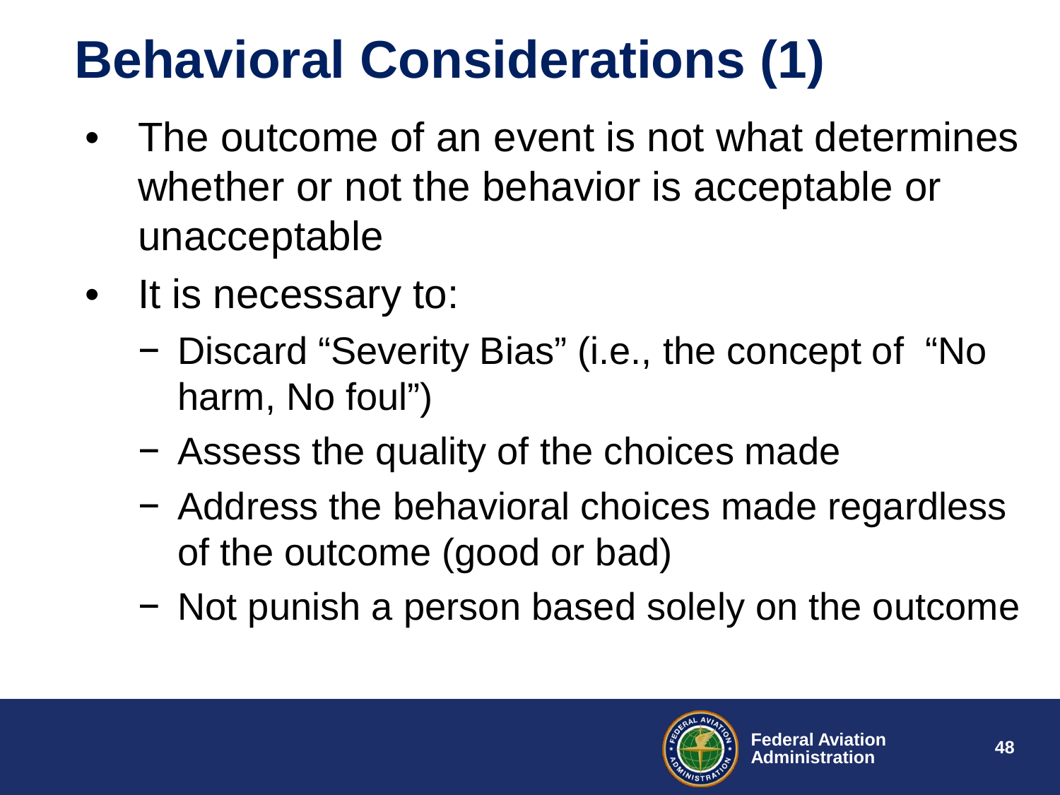# Behavioral Considerations (1)

- The outcome of an event is not what determines whether or not the behavior is acceptable or unacceptable
- It is necessary to:
  - Discard “Severity Bias” (i.e., the concept of “No harm, No foul”)
  - Assess the quality of the choices made
  - Address the behavioral choices made regardless of the outcome (good or bad)
  - Not punish a person based solely on the outcome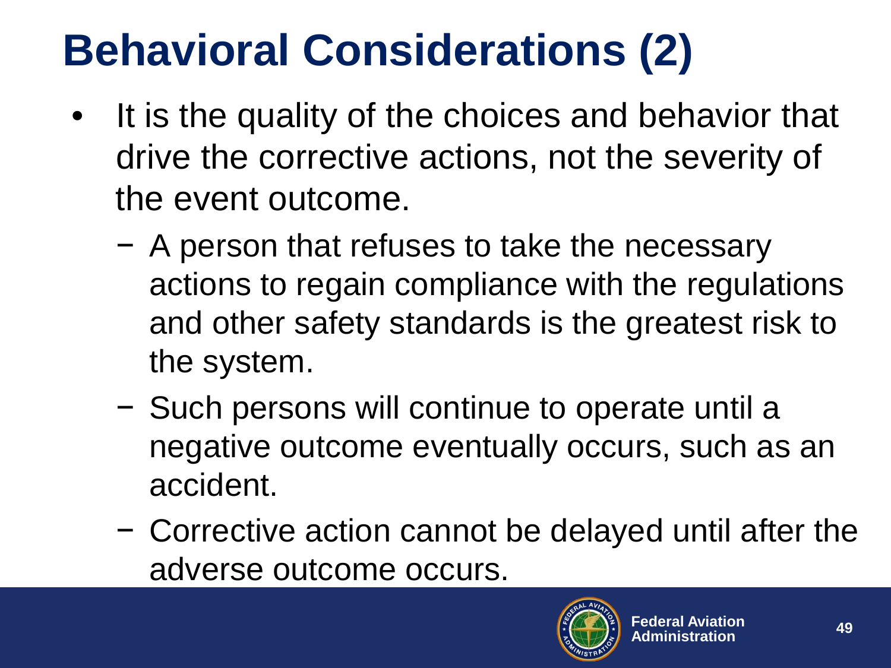# Behavioral Considerations (2)

- It is the quality of the choices and behavior that drive the corrective actions, not the severity of the event outcome.
  - A person that refuses to take the necessary actions to regain compliance with the regulations and other safety standards is the greatest risk to the system.
  - Such persons will continue to operate until a negative outcome eventually occurs, such as an accident.
  - Corrective action cannot be delayed until after the adverse outcome occurs.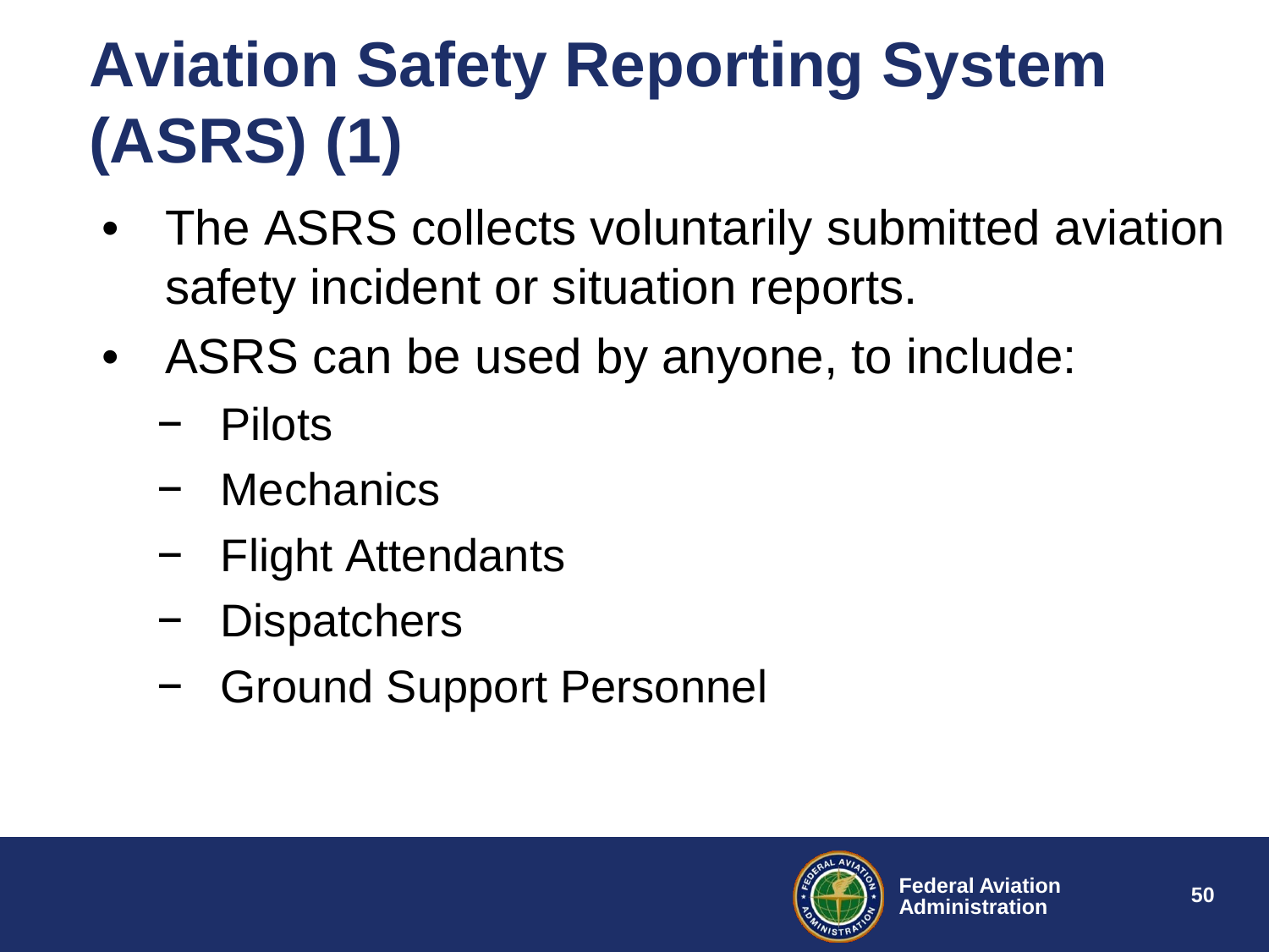# Aviation Safety Reporting System (ASRS) (1)

- The ASRS collects voluntarily submitted aviation safety incident or situation reports.
- ASRS can be used by anyone, to include:
  - Pilots
  - Mechanics
  - Flight Attendants
  - Dispatchers
  - Ground Support Personnel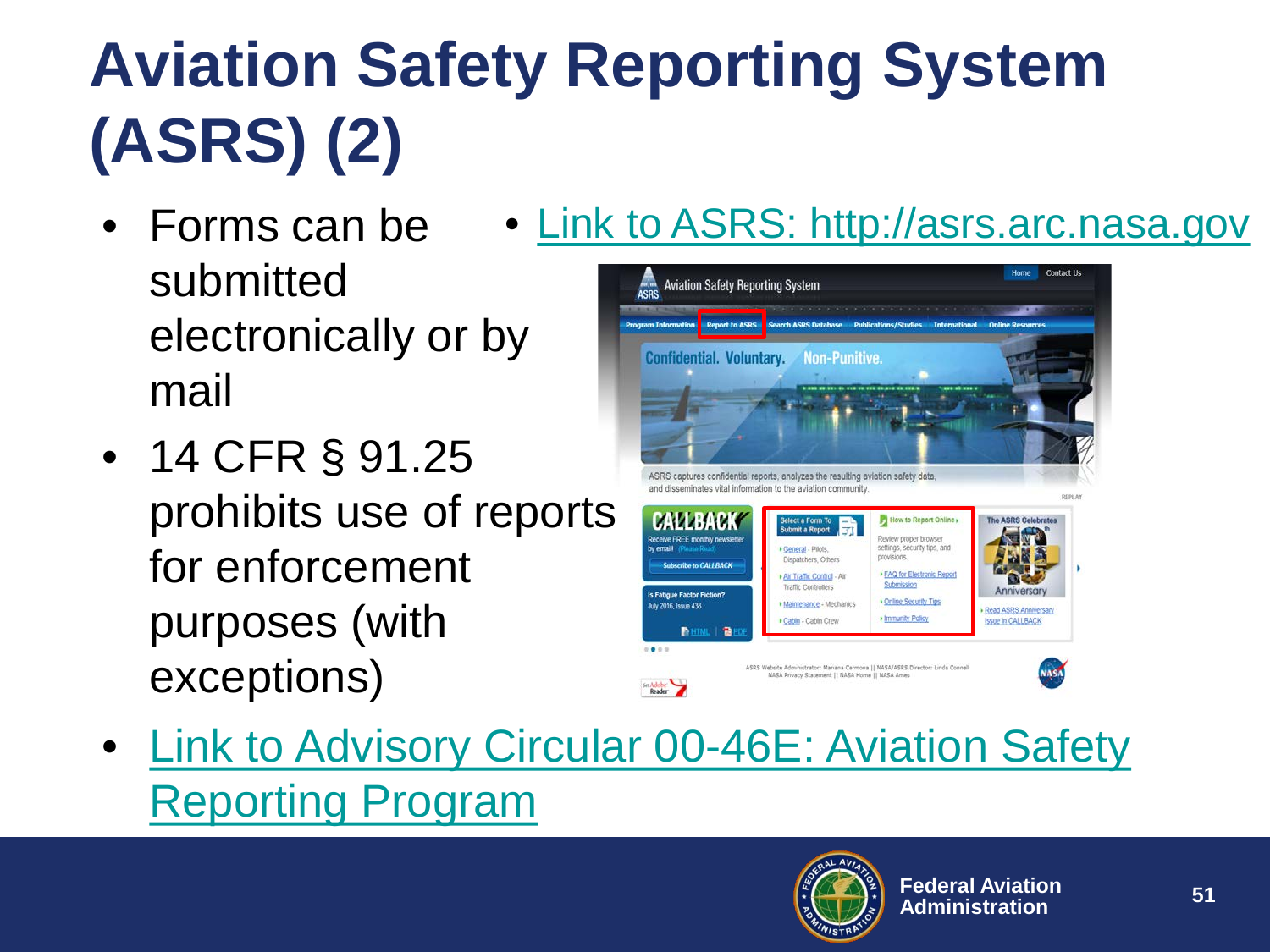# Aviation Safety Reporting System (ASRS) (2)

- Forms can be submitted electronically or by mail
- 14 CFR § 91.25 prohibits use of reports for enforcement purposes (with exceptions)
- Link to ASRS: http://asrs.arc.nasa.gov
- Link to Advisory Circular 00-46E: Aviation Safety Reporting Program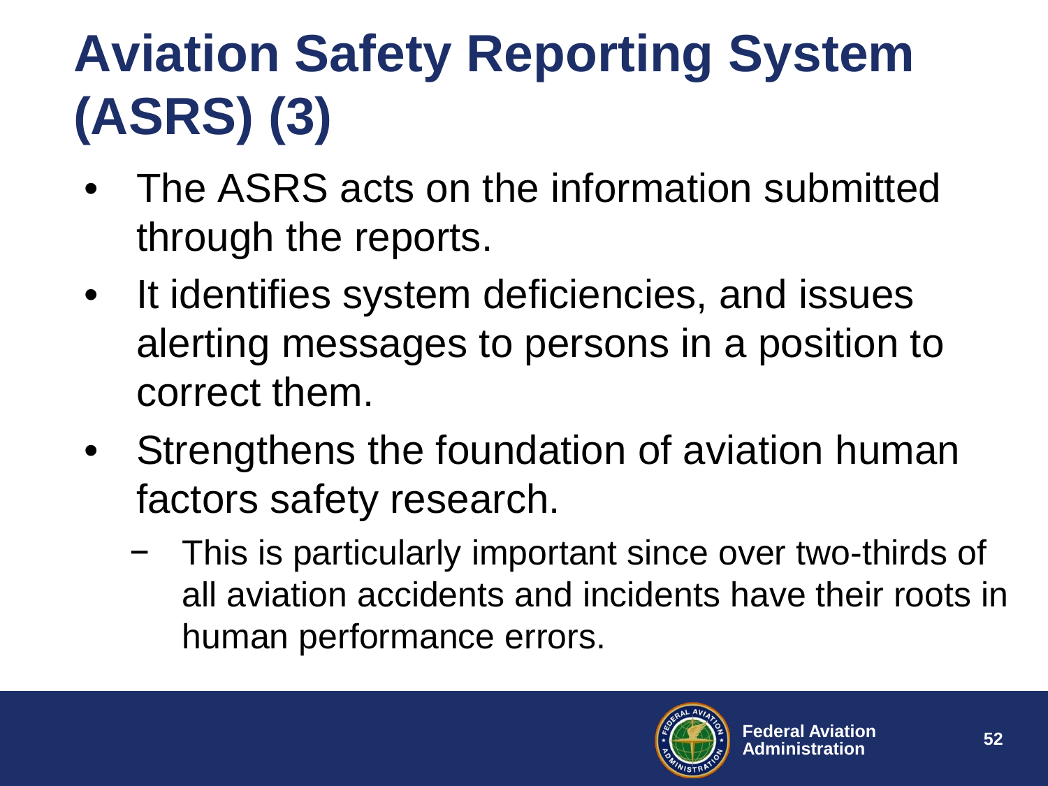# Aviation Safety Reporting System (ASRS) (3)

- The ASRS acts on the information submitted through the reports.
- It identifies system deficiencies, and issues alerting messages to persons in a position to correct them.
- Strengthens the foundation of aviation human factors safety research.
  - This is particularly important since over two-thirds of all aviation accidents and incidents have their roots in human performance errors.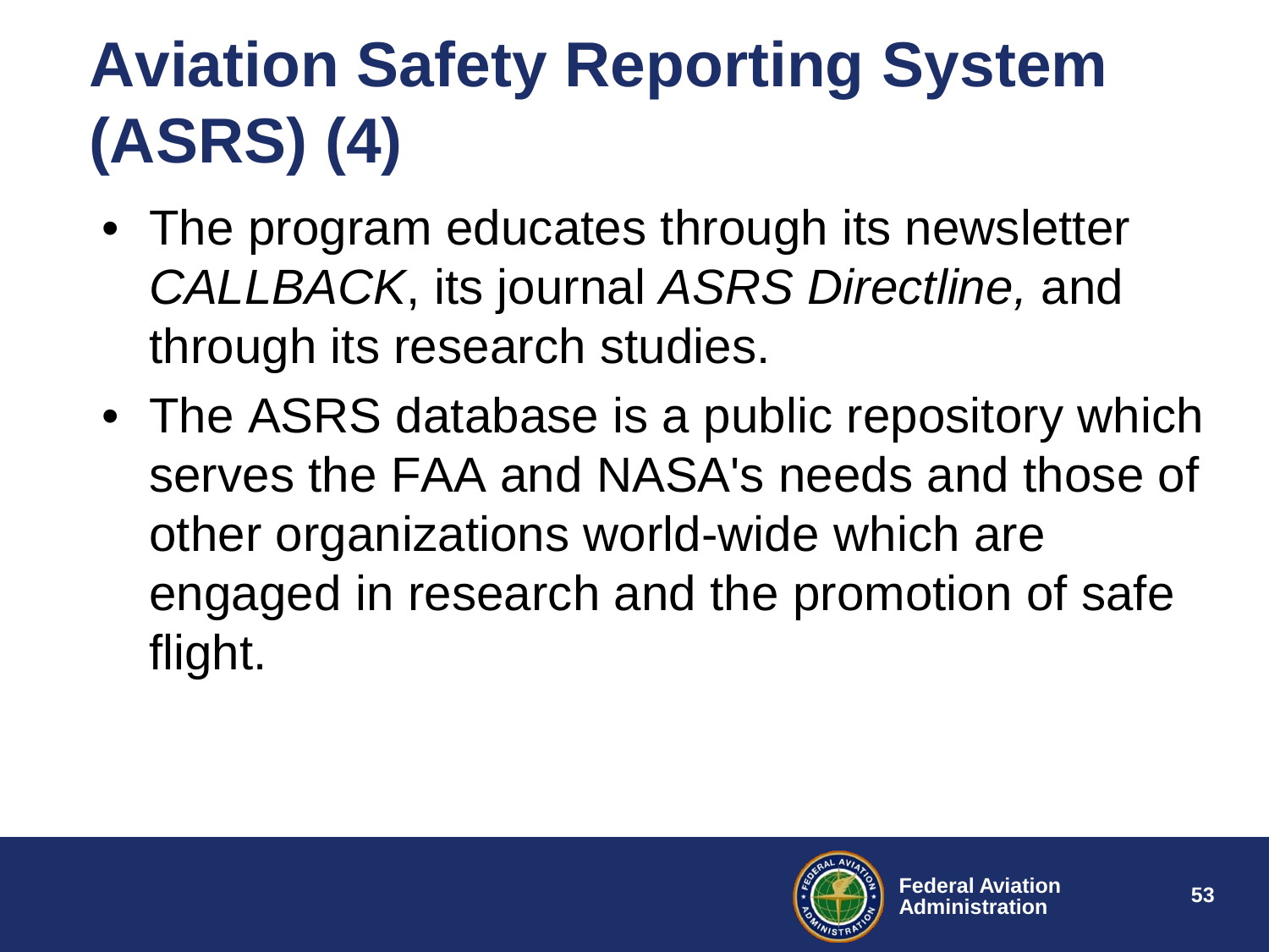# Aviation Safety Reporting System (ASRS) (4)

- The program educates through its newsletter *CALLBACK*, its journal *ASRS Directline,* and through its research studies.
- The ASRS database is a public repository which serves the FAA and NASA's needs and those of other organizations world-wide which are engaged in research and the promotion of safe flight.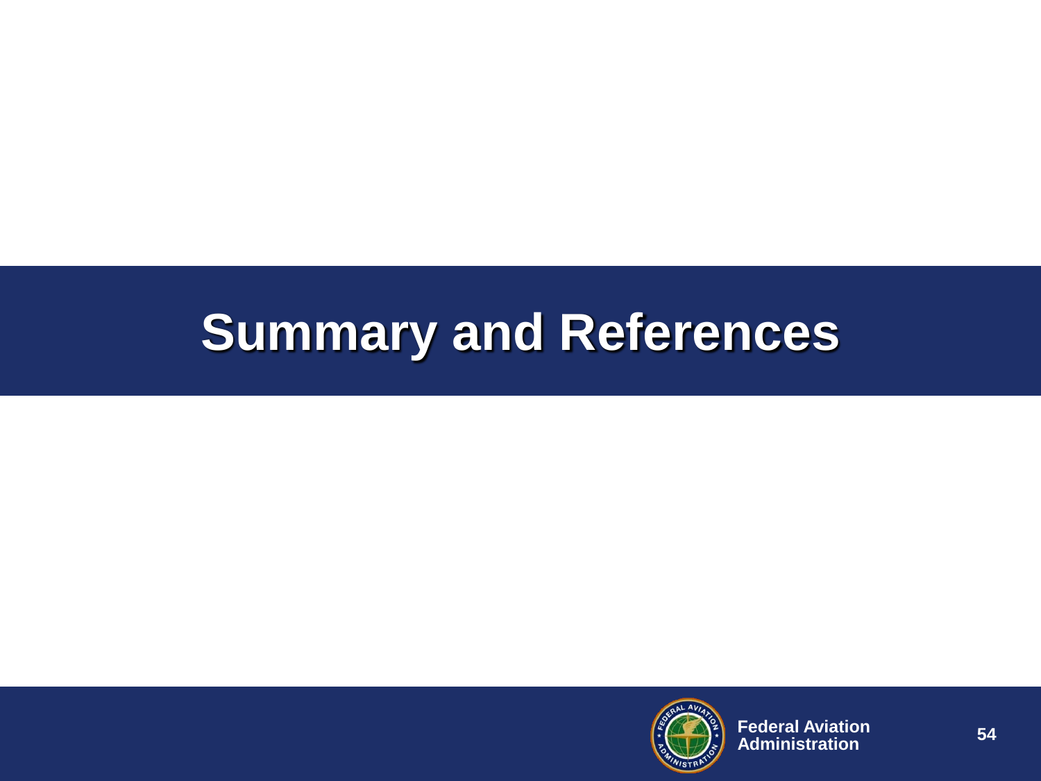# Summary and References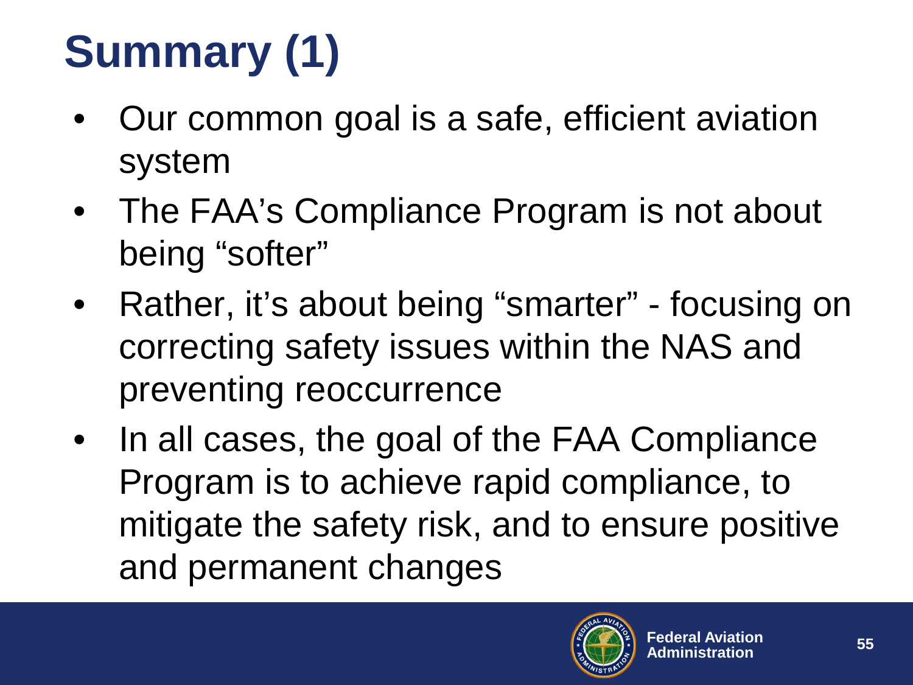# Summary (1)

- Our common goal is a safe, efficient aviation system
- The FAA’s Compliance Program is not about being “softer”
- Rather, it’s about being “smarter” - focusing on correcting safety issues within the NAS and preventing reoccurrence
- In all cases, the goal of the FAA Compliance Program is to achieve rapid compliance, to mitigate the safety risk, and to ensure positive and permanent changes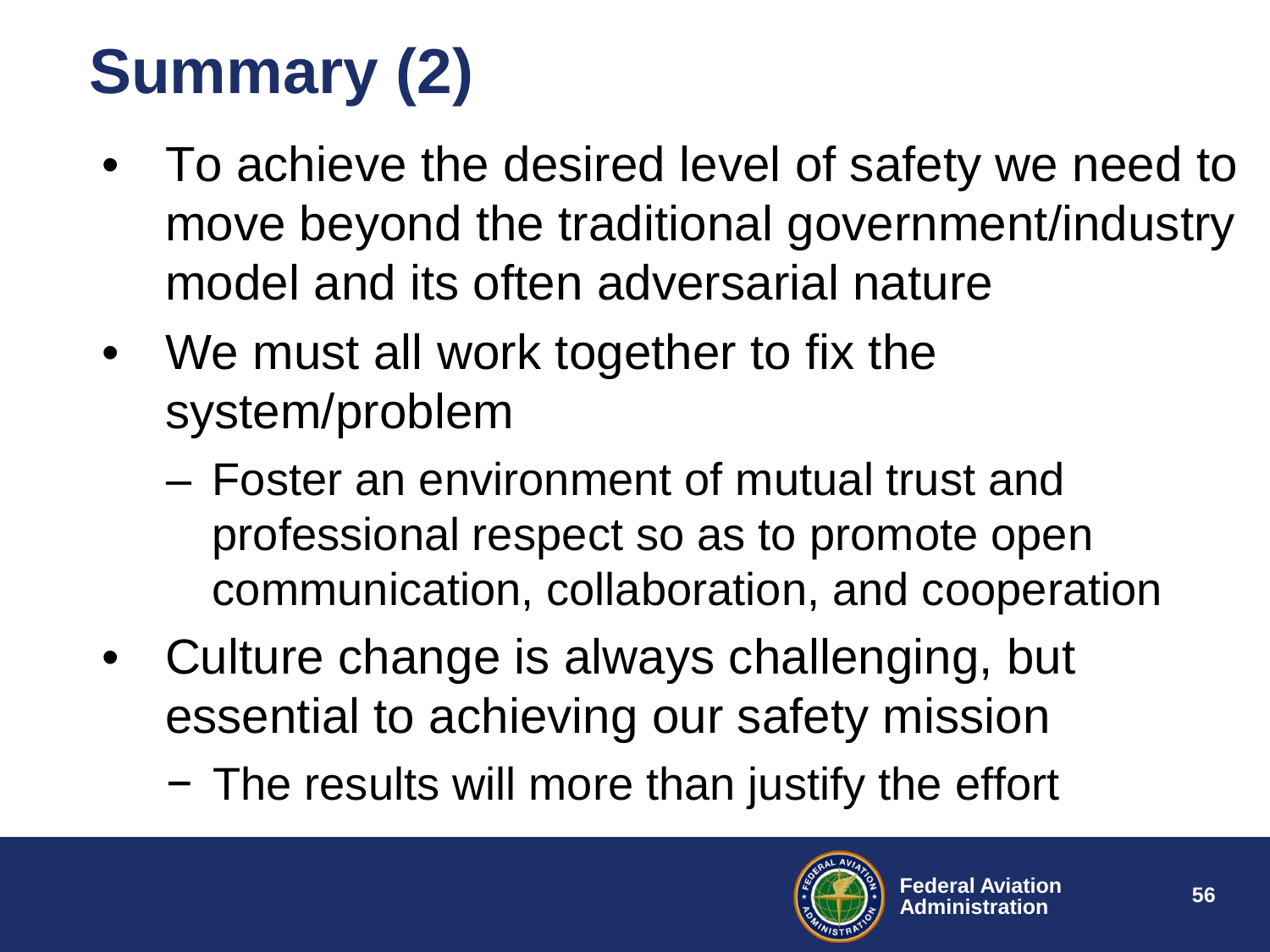# Summary (2)

- To achieve the desired level of safety we need to move beyond the traditional government/industry model and its often adversarial nature
- We must all work together to fix the system/problem
  - Foster an environment of mutual trust and professional respect so as to promote open communication, collaboration, and cooperation
- Culture change is always challenging, but essential to achieving our safety mission
  - The results will more than justify the effort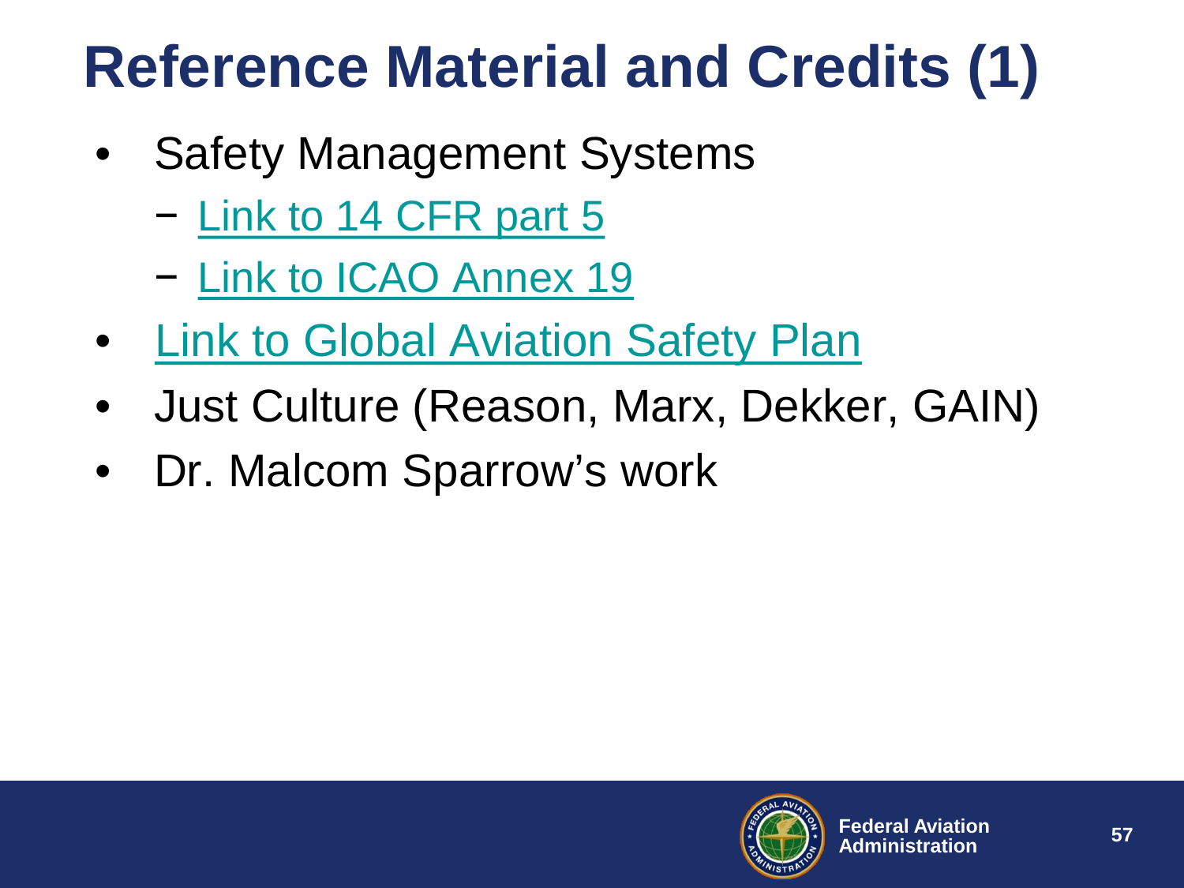# Reference Material and Credits (1)

- Safety Management Systems
  - Link to 14 CFR part 5
  - Link to ICAO Annex 19
- Link to Global Aviation Safety Plan
- Just Culture (Reason, Marx, Dekker, GAIN)
- Dr. Malcom Sparrow's work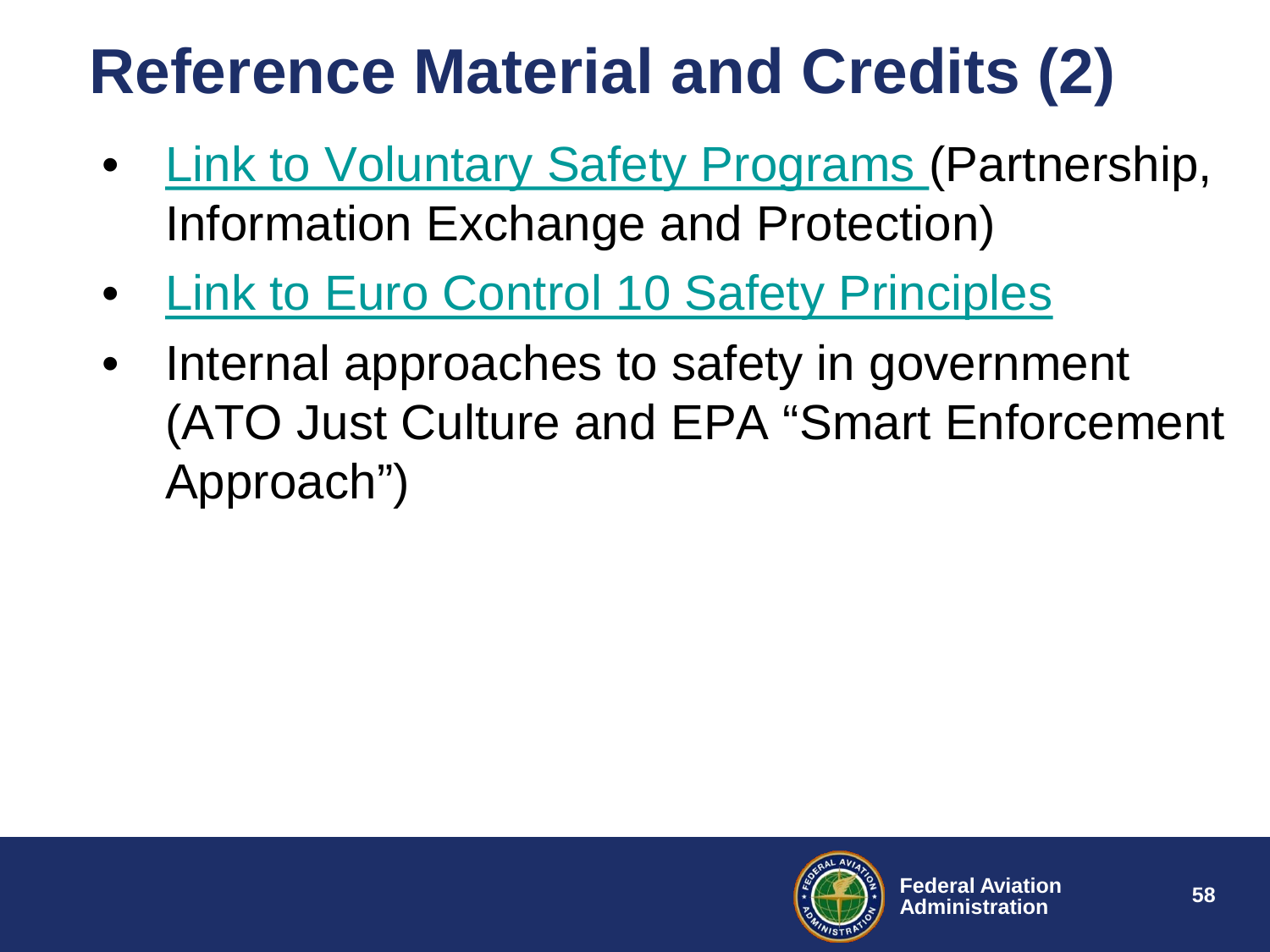# Reference Material and Credits (2)

- Link to Voluntary Safety Programs (Partnership, Information Exchange and Protection)
- Link to Euro Control 10 Safety Principles
- Internal approaches to safety in government (ATO Just Culture and EPA "Smart Enforcement Approach")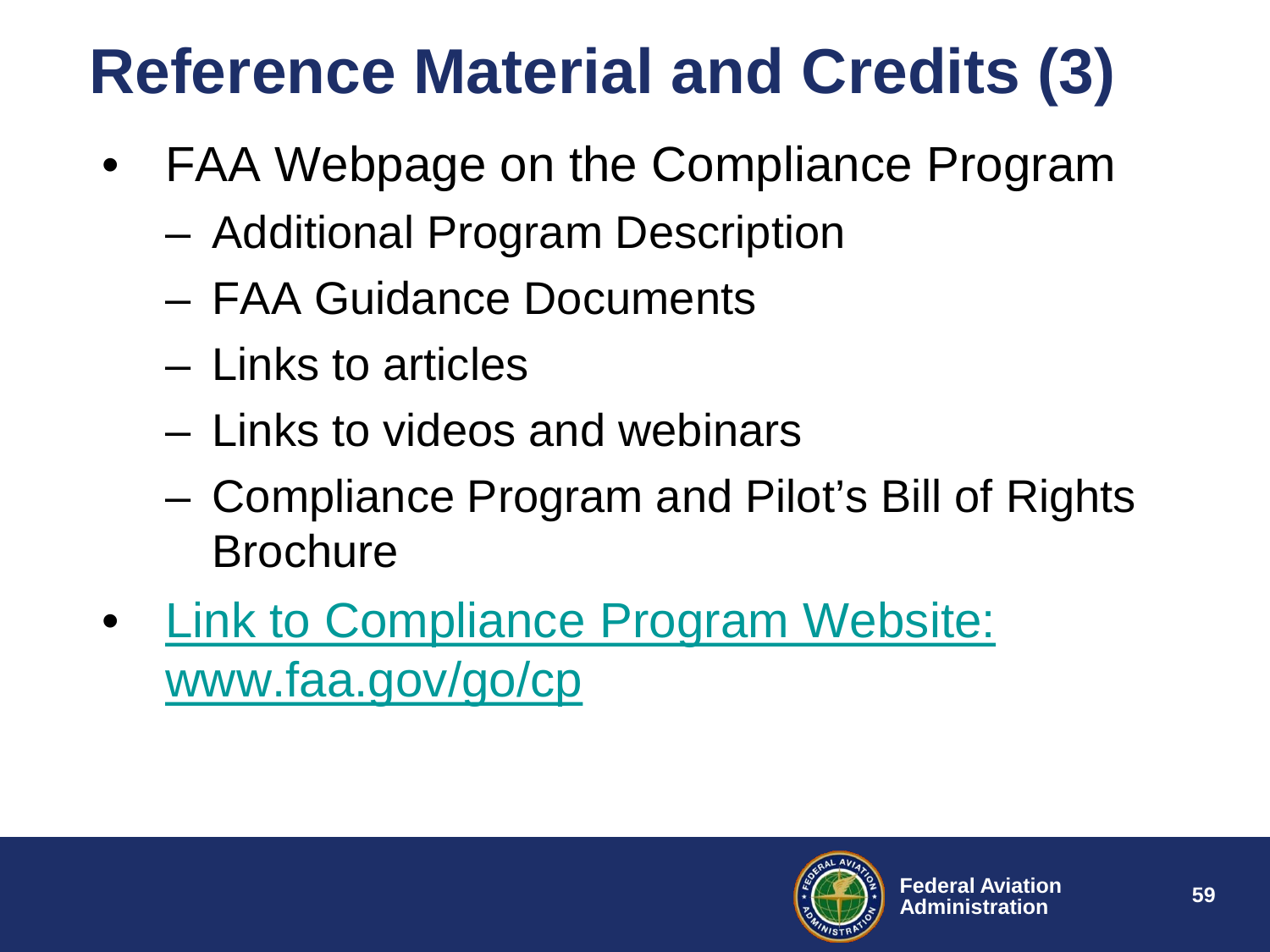# Reference Material and Credits (3)

- FAA Webpage on the Compliance Program
  - Additional Program Description
  - FAA Guidance Documents
  - Links to articles
  - Links to videos and webinars
  - Compliance Program and Pilot's Bill of Rights Brochure
- [Link to Compliance Program Website: www.faa.gov/go/cp](http://www.faa.gov/go/cp)